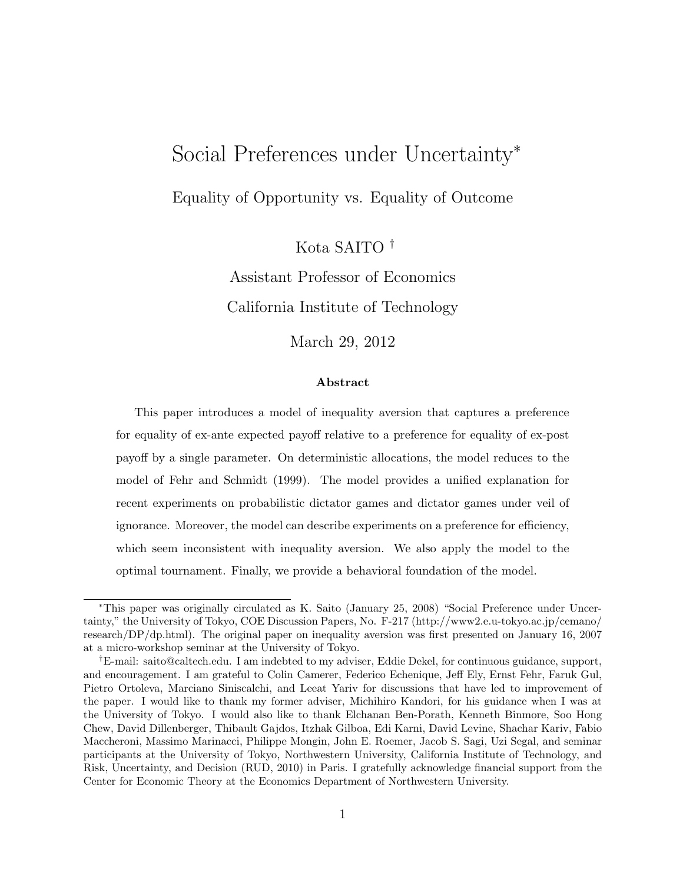# Social Preferences under Uncertainty*

## Equality of Opportunity vs. Equality of Outcome

Kota SAITO †

Assistant Professor of Economics

California Institute of Technology

March 29, 2012

### Abstract

This paper introduces a model of inequality aversion that captures a preference for equality of ex-ante expected payoff relative to a preference for equality of ex-post payoff by a single parameter. On deterministic allocations, the model reduces to the model of Fehr and Schmidt (1999). The model provides a unified explanation for recent experiments on probabilistic dictator games and dictator games under veil of ignorance. Moreover, the model can describe experiments on a preference for efficiency, which seem inconsistent with inequality aversion. We also apply the model to the optimal tournament. Finally, we provide a behavioral foundation of the model.

---

*This paper was originally circulated as K. Saito (January 25, 2008) "Social Preference under Uncertainty," the University of Tokyo, COE Discussion Papers, No. F-217 (http://www2.e.u-tokyo.ac.jp/cemano/research/DP/dp.html). The original paper on inequality aversion was first presented on January 16, 2007 at a micro-workshop seminar at the University of Tokyo.

†E-mail: saito@caltech.edu. I am indebted to my adviser, Eddie Dekel, for continuous guidance, support, and encouragement. I am grateful to Colin Camerer, Federico Echenique, Jeff Ely, Ernst Fehr, Faruk Gul, Pietro Ortoleva, Marciano Siniscalchi, and Leeat Yariv for discussions that have led to improvement of the paper. I would like to thank my former adviser, Michihiro Kandori, for his guidance when I was at the University of Tokyo. I would also like to thank Elchanan Ben-Porath, Kenneth Binmore, Soo Hong Chew, David Dillenberger, Thibault Gajdos, Itzhak Gilboa, Edi Karni, David Levine, Shachar Kariv, Fabio Maccheroni, Massimo Marinacci, Philippe Mongin, John E. Roemer, Jacob S. Sagi, Uzi Segal, and seminar participants at the University of Tokyo, Northwestern University, California Institute of Technology, and Risk, Uncertainty, and Decision (RUD, 2010) in Paris. I gratefully acknowledge financial support from the Center for Economic Theory at the Economics Department of Northwestern University.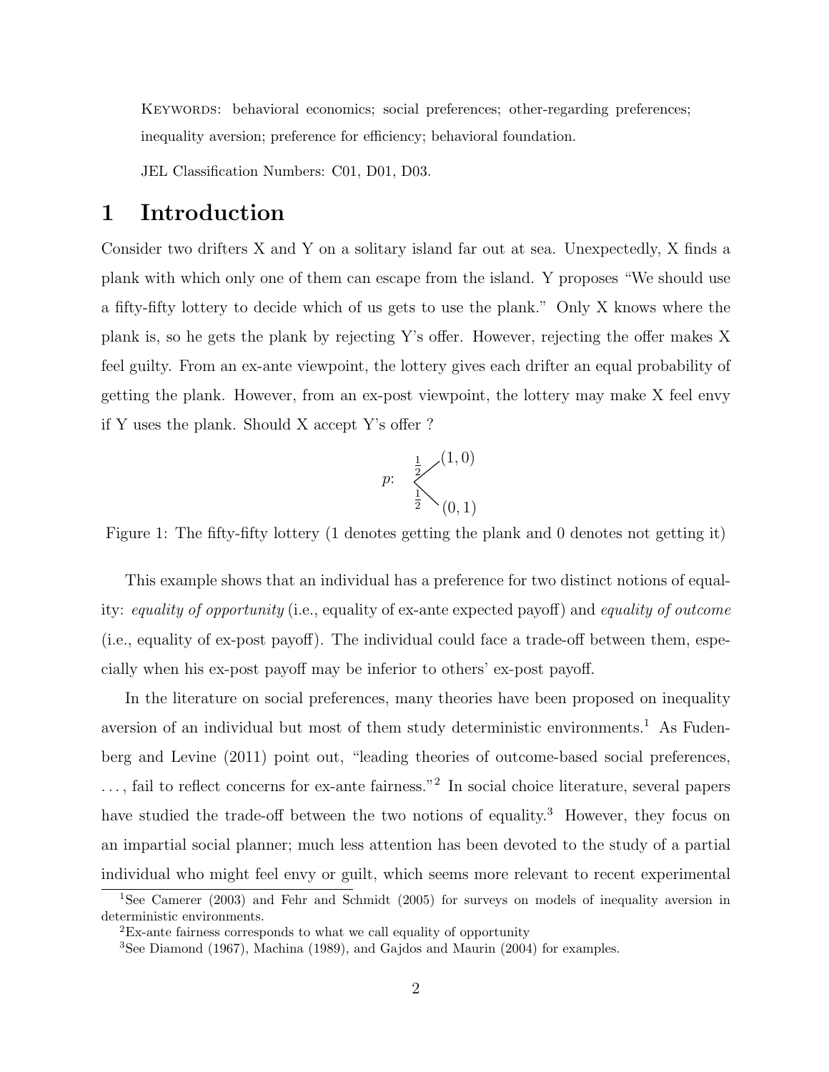KEYWORDS: behavioral economics; social preferences; other-regarding preferences; inequality aversion; preference for efficiency; behavioral foundation.

JEL Classification Numbers: C01, D01, D03.

# 1 Introduction

Consider two drifters X and Y on a solitary island far out at sea. Unexpectedly, X finds a plank with which only one of them can escape from the island. Y proposes "We should use a fifty-fifty lottery to decide which of us gets to use the plank." Only X knows where the plank is, so he gets the plank by rejecting Y's offer. However, rejecting the offer makes X feel guilty. From an ex-ante viewpoint, the lottery gives each drifter an equal probability of getting the plank. However, from an ex-post viewpoint, the lottery may make X feel envy if Y uses the plank. Should X accept Y's offer ?

$$p: \quad \begin{cases} \frac{1}{2} & (1, 0) \\ \frac{1}{2} & (0, 1) \end{cases}$$

Figure 1: The fifty-fifty lottery (1 denotes getting the plank and 0 denotes not getting it)

This example shows that an individual has a preference for two distinct notions of equality: *equality of opportunity* (i.e., equality of ex-ante expected payoff) and *equality of outcome* (i.e., equality of ex-post payoff). The individual could face a trade-off between them, especially when his ex-post payoff may be inferior to others' ex-post payoff.

In the literature on social preferences, many theories have been proposed on inequality aversion of an individual but most of them study deterministic environments.[1] As Fudenberg and Levine (2011) point out, "leading theories of outcome-based social preferences, ..., fail to reflect concerns for ex-ante fairness."[2] In social choice literature, several papers have studied the trade-off between the two notions of equality.[3] However, they focus on an impartial social planner; much less attention has been devoted to the study of a partial individual who might feel envy or guilt, which seems more relevant to recent experimental

[1] See Camerer (2003) and Fehr and Schmidt (2005) for surveys on models of inequality aversion in deterministic environments.

[2] Ex-ante fairness corresponds to what we call equality of opportunity

[3] See Diamond (1967), Machina (1989), and Gajdos and Maurin (2004) for examples.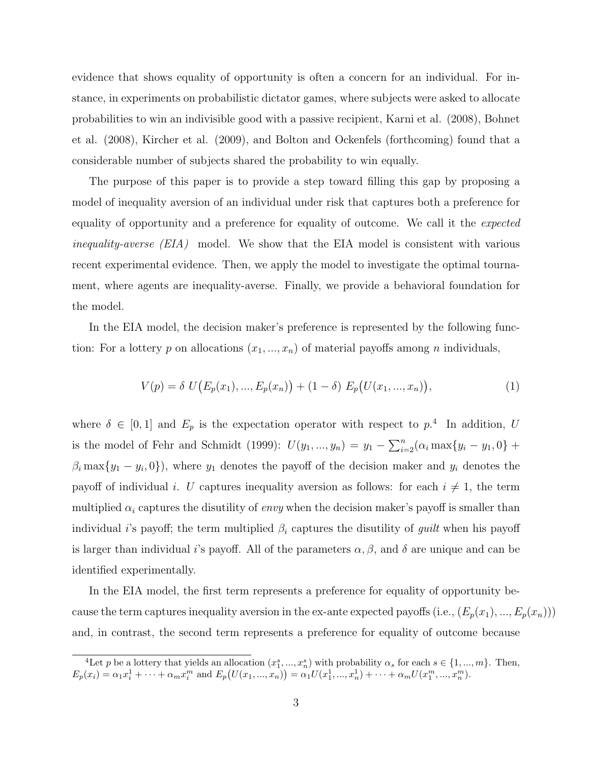evidence that shows equality of opportunity is often a concern for an individual. For instance, in experiments on probabilistic dictator games, where subjects were asked to allocate probabilities to win an indivisible good with a passive recipient, Karni et al. (2008), Bohnet et al. (2008), Kircher et al. (2009), and Bolton and Ockenfels (forthcoming) found that a considerable number of subjects shared the probability to win equally.

The purpose of this paper is to provide a step toward filling this gap by proposing a model of inequality aversion of an individual under risk that captures both a preference for equality of opportunity and a preference for equality of outcome. We call it the *expected inequality-averse (EIA)* model. We show that the EIA model is consistent with various recent experimental evidence. Then, we apply the model to investigate the optimal tournament, where agents are inequality-averse. Finally, we provide a behavioral foundation for the model.

In the EIA model, the decision maker's preference is represented by the following function: For a lottery $p$ on allocations $(x_1, ..., x_n)$ of material payoffs among $n$ individuals,

$$V(p) = \delta\ U\big(E_p(x_1), ..., E_p(x_n)\big) + (1 - \delta)\ E_p\big(U(x_1, ..., x_n)\big), \tag{1}$$

where $\delta \in [0, 1]$ and $E_p$ is the expectation operator with respect to $p$.[4] In addition, $U$ is the model of Fehr and Schmidt (1999): $U(y_1, ..., y_n) = y_1 - \sum_{i=2}^{n}(\alpha_i \max\{y_i - y_1, 0\} + \beta_i \max\{y_1 - y_i, 0\})$, where $y_1$ denotes the payoff of the decision maker and $y_i$ denotes the payoff of individual $i$. $U$ captures inequality aversion as follows: for each $i \neq 1$, the term multiplied $\alpha_i$ captures the disutility of *envy* when the decision maker's payoff is smaller than individual $i$'s payoff; the term multiplied $\beta_i$ captures the disutility of *guilt* when his payoff is larger than individual $i$'s payoff. All of the parameters $\alpha, \beta$, and $\delta$ are unique and can be identified experimentally.

In the EIA model, the first term represents a preference for equality of opportunity because the term captures inequality aversion in the ex-ante expected payoffs (i.e., $(E_p(x_1), ..., E_p(x_n))$) and, in contrast, the second term represents a preference for equality of outcome because

[4] Let $p$ be a lottery that yields an allocation $(x_1^s, ..., x_n^s)$ with probability $\alpha_s$ for each $s \in \{1, ..., m\}$. Then, $E_p(x_i) = \alpha_1 x_i^1 + \cdots + \alpha_m x_i^m$ and $E_p\big(U(x_1, ..., x_n)\big) = \alpha_1 U(x_1^1, ..., x_n^1) + \cdots + \alpha_m U(x_1^m, ..., x_n^m)$.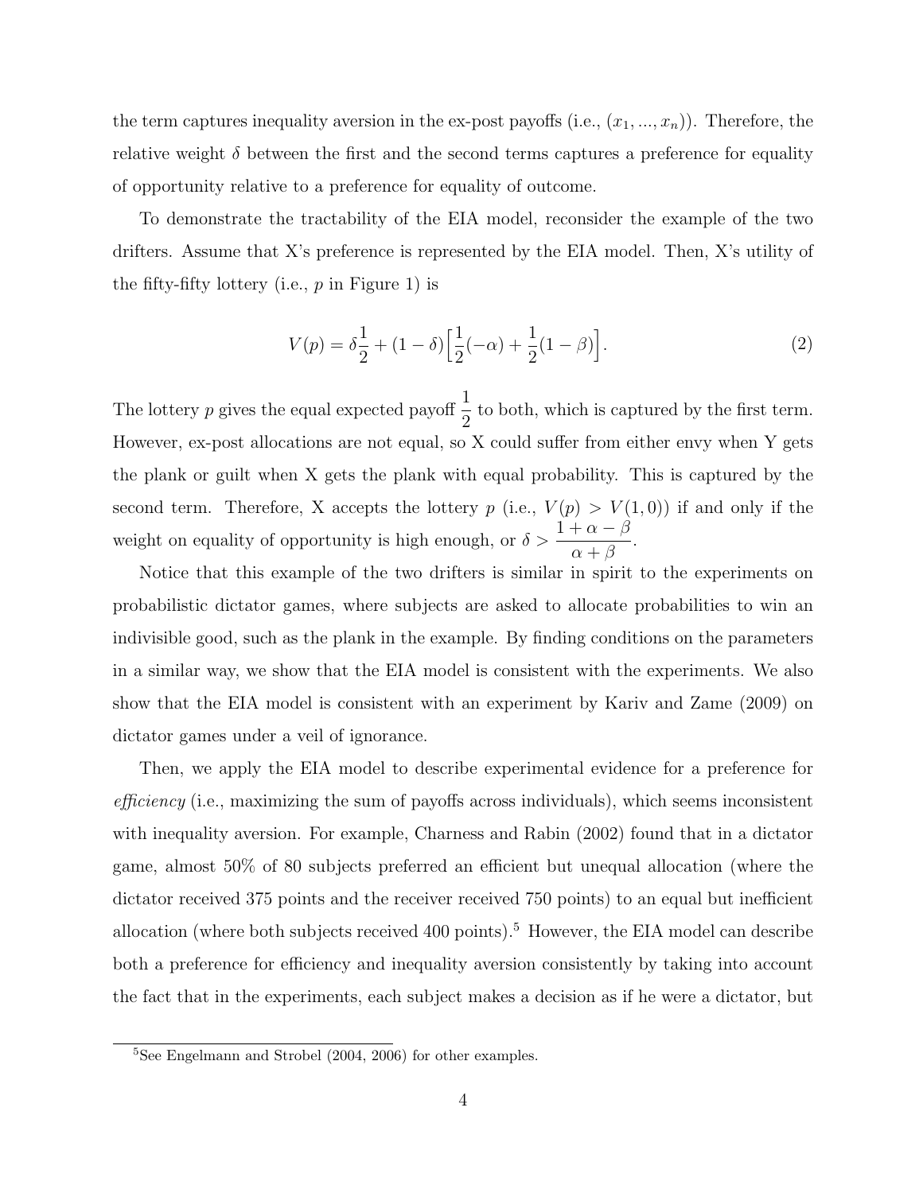the term captures inequality aversion in the ex-post payoffs (i.e., $(x_1, ..., x_n)$). Therefore, the relative weight $\delta$ between the first and the second terms captures a preference for equality of opportunity relative to a preference for equality of outcome.

To demonstrate the tractability of the EIA model, reconsider the example of the two drifters. Assume that X's preference is represented by the EIA model. Then, X's utility of the fifty-fifty lottery (i.e., $p$ in Figure 1) is

$$V(p) = \delta\frac{1}{2} + (1-\delta)\Big[\frac{1}{2}(-\alpha) + \frac{1}{2}(1-\beta)\Big]. \tag{2}$$

The lottery $p$ gives the equal expected payoff $\dfrac{1}{2}$ to both, which is captured by the first term. However, ex-post allocations are not equal, so X could suffer from either envy when Y gets the plank or guilt when X gets the plank with equal probability. This is captured by the second term. Therefore, X accepts the lottery $p$ (i.e., $V(p) > V(1,0)$) if and only if the weight on equality of opportunity is high enough, or $\delta > \dfrac{1+\alpha-\beta}{\alpha+\beta}$.

Notice that this example of the two drifters is similar in spirit to the experiments on probabilistic dictator games, where subjects are asked to allocate probabilities to win an indivisible good, such as the plank in the example. By finding conditions on the parameters in a similar way, we show that the EIA model is consistent with the experiments. We also show that the EIA model is consistent with an experiment by Kariv and Zame (2009) on dictator games under a veil of ignorance.

Then, we apply the EIA model to describe experimental evidence for a preference for *efficiency* (i.e., maximizing the sum of payoffs across individuals), which seems inconsistent with inequality aversion. For example, Charness and Rabin (2002) found that in a dictator game, almost 50% of 80 subjects preferred an efficient but unequal allocation (where the dictator received 375 points and the receiver received 750 points) to an equal but inefficient allocation (where both subjects received 400 points).[5] However, the EIA model can describe both a preference for efficiency and inequality aversion consistently by taking into account the fact that in the experiments, each subject makes a decision as if he were a dictator, but

[5] See Engelmann and Strobel (2004, 2006) for other examples.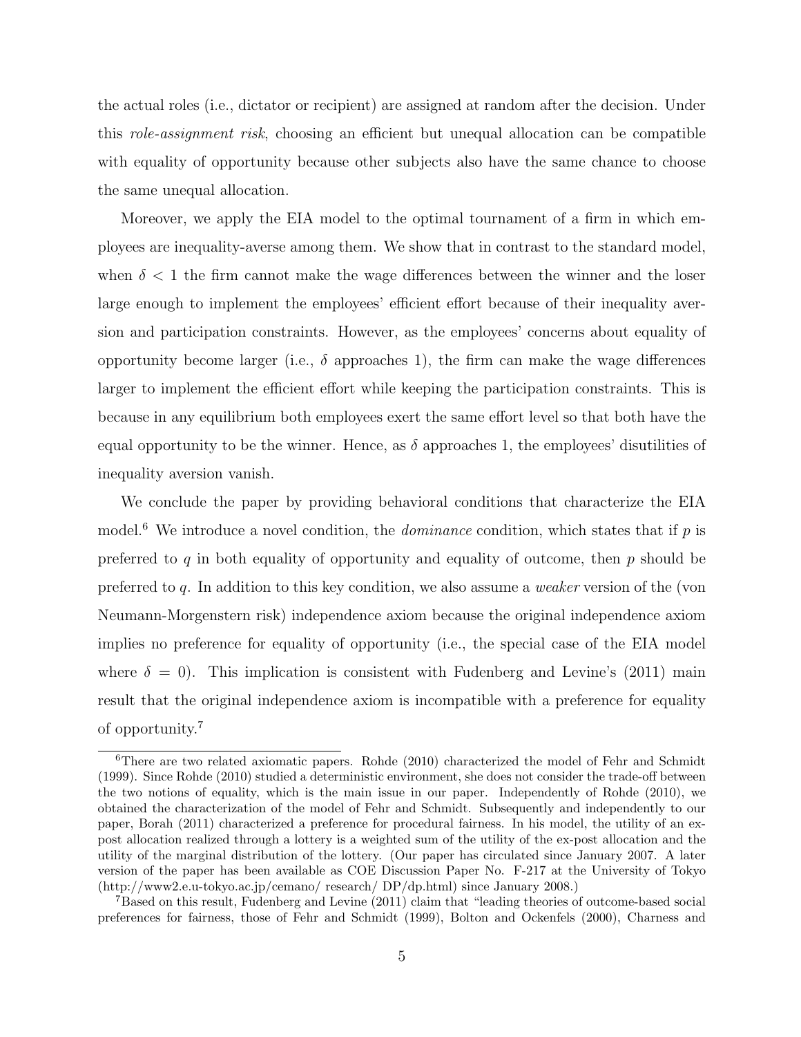the actual roles (i.e., dictator or recipient) are assigned at random after the decision. Under this *role-assignment risk*, choosing an efficient but unequal allocation can be compatible with equality of opportunity because other subjects also have the same chance to choose the same unequal allocation.

Moreover, we apply the EIA model to the optimal tournament of a firm in which employees are inequality-averse among them. We show that in contrast to the standard model, when $\delta < 1$ the firm cannot make the wage differences between the winner and the loser large enough to implement the employees' efficient effort because of their inequality aversion and participation constraints. However, as the employees' concerns about equality of opportunity become larger (i.e., $\delta$ approaches 1), the firm can make the wage differences larger to implement the efficient effort while keeping the participation constraints. This is because in any equilibrium both employees exert the same effort level so that both have the equal opportunity to be the winner. Hence, as $\delta$ approaches 1, the employees' disutilities of inequality aversion vanish.

We conclude the paper by providing behavioral conditions that characterize the EIA model.[6] We introduce a novel condition, the *dominance* condition, which states that if $p$ is preferred to $q$ in both equality of opportunity and equality of outcome, then $p$ should be preferred to $q$. In addition to this key condition, we also assume a *weaker* version of the (von Neumann-Morgenstern risk) independence axiom because the original independence axiom implies no preference for equality of opportunity (i.e., the special case of the EIA model where $\delta = 0$). This implication is consistent with Fudenberg and Levine's (2011) main result that the original independence axiom is incompatible with a preference for equality of opportunity.[7]

---

[6] There are two related axiomatic papers. Rohde (2010) characterized the model of Fehr and Schmidt (1999). Since Rohde (2010) studied a deterministic environment, she does not consider the trade-off between the two notions of equality, which is the main issue in our paper. Independently of Rohde (2010), we obtained the characterization of the model of Fehr and Schmidt. Subsequently and independently to our paper, Borah (2011) characterized a preference for procedural fairness. In his model, the utility of an ex-post allocation realized through a lottery is a weighted sum of the utility of the ex-post allocation and the utility of the marginal distribution of the lottery. (Our paper has circulated since January 2007. A later version of the paper has been available as COE Discussion Paper No. F-217 at the University of Tokyo (http://www2.e.u-tokyo.ac.jp/cemano/ research/ DP/dp.html) since January 2008.)

[7] Based on this result, Fudenberg and Levine (2011) claim that "leading theories of outcome-based social preferences for fairness, those of Fehr and Schmidt (1999), Bolton and Ockenfels (2000), Charness and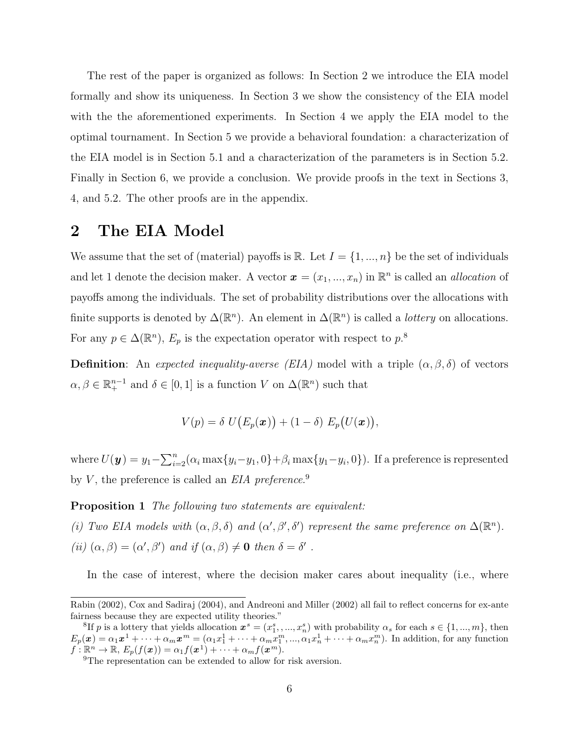The rest of the paper is organized as follows: In Section 2 we introduce the EIA model formally and show its uniqueness. In Section 3 we show the consistency of the EIA model with the the aforementioned experiments. In Section 4 we apply the EIA model to the optimal tournament. In Section 5 we provide a behavioral foundation: a characterization of the EIA model is in Section 5.1 and a characterization of the parameters is in Section 5.2. Finally in Section 6, we provide a conclusion. We provide proofs in the text in Sections 3, 4, and 5.2. The other proofs are in the appendix.

## 2 The EIA Model

We assume that the set of (material) payoffs is $\mathbb{R}$. Let $I = \{1, ..., n\}$ be the set of individuals and let 1 denote the decision maker. A vector $\boldsymbol{x} = (x_1, ..., x_n)$ in $\mathbb{R}^n$ is called an *allocation* of payoffs among the individuals. The set of probability distributions over the allocations with finite supports is denoted by $\Delta(\mathbb{R}^n)$. An element in $\Delta(\mathbb{R}^n)$ is called a *lottery* on allocations. For any $p \in \Delta(\mathbb{R}^n)$, $E_p$ is the expectation operator with respect to $p$.[8]

**Definition**: An *expected inequality-averse (EIA)* model with a triple $(\alpha, \beta, \delta)$ of vectors $\alpha, \beta \in \mathbb{R}^{n-1}_+$ and $\delta \in [0, 1]$ is a function $V$ on $\Delta(\mathbb{R}^n)$ such that

$$V(p) = \delta\ U\big(E_p(\boldsymbol{x})\big) + (1-\delta)\ E_p\big(U(\boldsymbol{x})\big),$$

where $U(\boldsymbol{y}) = y_1 - \sum_{i=2}^{n}(\alpha_i \max\{y_i - y_1, 0\} + \beta_i \max\{y_1 - y_i, 0\})$. If a preference is represented by $V$, the preference is called an *EIA preference*.[9]

**Proposition 1** *The following two statements are equivalent:*

*(i) Two EIA models with $(\alpha, \beta, \delta)$ and $(\alpha', \beta', \delta')$ represent the same preference on $\Delta(\mathbb{R}^n)$.*

*(ii) $(\alpha, \beta) = (\alpha', \beta')$ and if $(\alpha, \beta) \neq \mathbf{0}$ then $\delta = \delta'$ .*

In the case of interest, where the decision maker cares about inequality (i.e., where

Rabin (2002), Cox and Sadiraj (2004), and Andreoni and Miller (2002) all fail to reflect concerns for ex-ante fairness because they are expected utility theories."

[8] If $p$ is a lottery that yields allocation $\boldsymbol{x}^s = (x_1^s, , ..., x_n^s)$ with probability $\alpha_s$ for each $s \in \{1, ..., m\}$, then $E_p(\boldsymbol{x}) = \alpha_1 \boldsymbol{x}^1 + \cdots + \alpha_m \boldsymbol{x}^m = (\alpha_1 x_1^1 + \cdots + \alpha_m x_1^m, ..., \alpha_1 x_n^1 + \cdots + \alpha_m x_n^m)$. In addition, for any function $f : \mathbb{R}^n \to \mathbb{R}$, $E_p(f(\boldsymbol{x})) = \alpha_1 f(\boldsymbol{x}^1) + \cdots + \alpha_m f(\boldsymbol{x}^m)$.

[9] The representation can be extended to allow for risk aversion.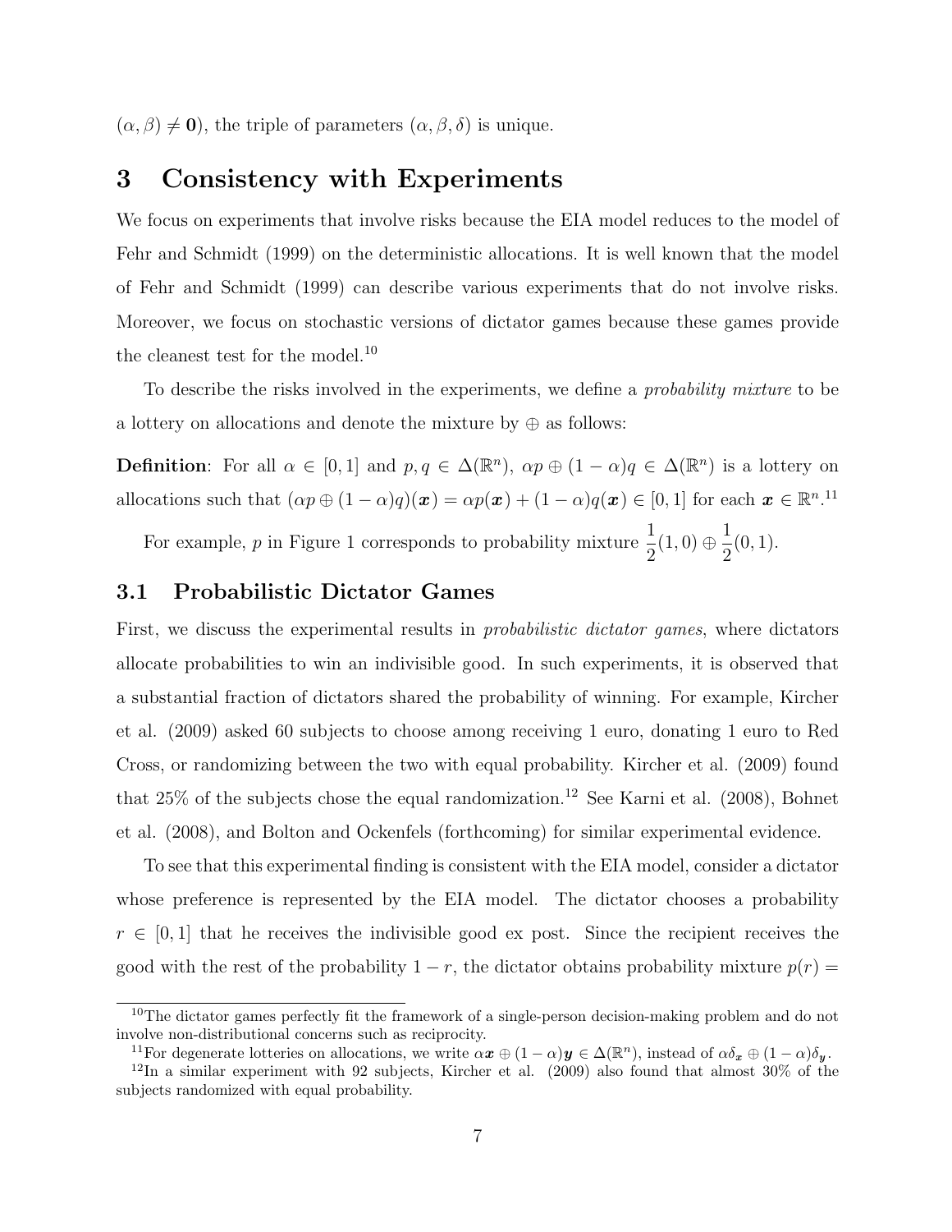$(\alpha, \beta) \neq \mathbf{0}$), the triple of parameters $(\alpha, \beta, \delta)$ is unique.

# 3 Consistency with Experiments

We focus on experiments that involve risks because the EIA model reduces to the model of Fehr and Schmidt (1999) on the deterministic allocations. It is well known that the model of Fehr and Schmidt (1999) can describe various experiments that do not involve risks. Moreover, we focus on stochastic versions of dictator games because these games provide the cleanest test for the model.[10]

To describe the risks involved in the experiments, we define a *probability mixture* to be a lottery on allocations and denote the mixture by $\oplus$ as follows:

**Definition**: For all $\alpha \in [0,1]$ and $p, q \in \Delta(\mathbb{R}^n)$, $\alpha p \oplus (1-\alpha) q \in \Delta(\mathbb{R}^n)$ is a lottery on allocations such that $(\alpha p \oplus (1-\alpha)q)(\boldsymbol{x}) = \alpha p(\boldsymbol{x}) + (1-\alpha) q(\boldsymbol{x}) \in [0,1]$ for each $\boldsymbol{x} \in \mathbb{R}^n$.[11]

For example, $p$ in Figure 1 corresponds to probability mixture $\dfrac{1}{2}(1,0) \oplus \dfrac{1}{2}(0,1)$.

## 3.1 Probabilistic Dictator Games

First, we discuss the experimental results in *probabilistic dictator games*, where dictators allocate probabilities to win an indivisible good. In such experiments, it is observed that a substantial fraction of dictators shared the probability of winning. For example, Kircher et al. (2009) asked 60 subjects to choose among receiving 1 euro, donating 1 euro to Red Cross, or randomizing between the two with equal probability. Kircher et al. (2009) found that 25% of the subjects chose the equal randomization.[12] See Karni et al. (2008), Bohnet et al. (2008), and Bolton and Ockenfels (forthcoming) for similar experimental evidence.

To see that this experimental finding is consistent with the EIA model, consider a dictator whose preference is represented by the EIA model. The dictator chooses a probability $r \in [0,1]$ that he receives the indivisible good ex post. Since the recipient receives the good with the rest of the probability $1-r$, the dictator obtains probability mixture $p(r) =$

---

[10] The dictator games perfectly fit the framework of a single-person decision-making problem and do not involve non-distributional concerns such as reciprocity.

[11] For degenerate lotteries on allocations, we write $\alpha \boldsymbol{x} \oplus (1-\alpha)\boldsymbol{y} \in \Delta(\mathbb{R}^n)$, instead of $\alpha \delta_{\boldsymbol{x}} \oplus (1-\alpha)\delta_{\boldsymbol{y}}$.

[12] In a similar experiment with 92 subjects, Kircher et al. (2009) also found that almost 30% of the subjects randomized with equal probability.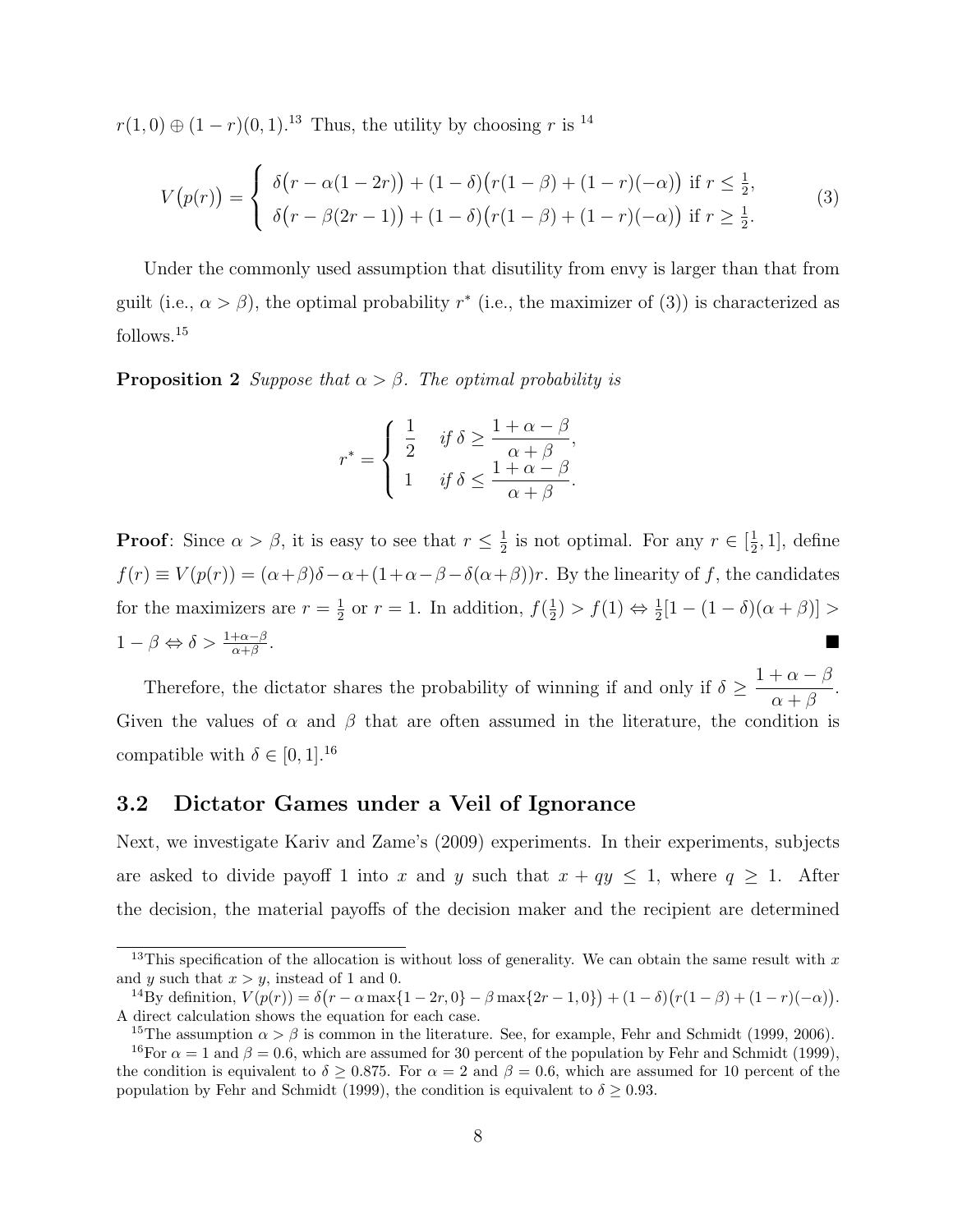$r(1,0) \oplus (1-r)(0,1)$.[13] Thus, the utility by choosing $r$ is [14]

$$V\big(p(r)\big) = \begin{cases} \delta\big(r - \alpha(1-2r)\big) + (1-\delta)\big(r(1-\beta) + (1-r)(-\alpha)\big) & \text{if } r \le \frac{1}{2}, \\ \delta\big(r - \beta(2r-1)\big) + (1-\delta)\big(r(1-\beta) + (1-r)(-\alpha)\big) & \text{if } r \ge \frac{1}{2}. \end{cases} \tag{3}$$

Under the commonly used assumption that disutility from envy is larger than that from guilt (i.e., $\alpha > \beta$), the optimal probability $r^*$ (i.e., the maximizer of (3)) is characterized as follows.[15]

**Proposition 2** *Suppose that $\alpha > \beta$. The optimal probability is*

$$r^* = \begin{cases} \dfrac{1}{2} & \text{if } \delta \ge \dfrac{1+\alpha-\beta}{\alpha+\beta}, \\ 1 & \text{if } \delta \le \dfrac{1+\alpha-\beta}{\alpha+\beta}. \end{cases}$$

**Proof**: Since $\alpha > \beta$, it is easy to see that $r \le \frac{1}{2}$ is not optimal. For any $r \in [\frac{1}{2}, 1]$, define $f(r) \equiv V(p(r)) = (\alpha+\beta)\delta - \alpha + (1+\alpha-\beta-\delta(\alpha+\beta))r$. By the linearity of $f$, the candidates for the maximizers are $r = \frac{1}{2}$ or $r = 1$. In addition, $f(\frac{1}{2}) > f(1) \Leftrightarrow \frac{1}{2}[1-(1-\delta)(\alpha+\beta)] > 1-\beta \Leftrightarrow \delta > \frac{1+\alpha-\beta}{\alpha+\beta}$. ■

Therefore, the dictator shares the probability of winning if and only if $\delta \ge \dfrac{1+\alpha-\beta}{\alpha+\beta}$. Given the values of $\alpha$ and $\beta$ that are often assumed in the literature, the condition is compatible with $\delta \in [0,1]$.[16]

## 3.2 Dictator Games under a Veil of Ignorance

Next, we investigate Kariv and Zame's (2009) experiments. In their experiments, subjects are asked to divide payoff 1 into $x$ and $y$ such that $x + qy \le 1$, where $q \ge 1$. After the decision, the material payoffs of the decision maker and the recipient are determined

---

[13] This specification of the allocation is without loss of generality. We can obtain the same result with $x$ and $y$ such that $x > y$, instead of 1 and 0.

[14] By definition, $V(p(r)) = \delta\big(r - \alpha\max\{1-2r, 0\} - \beta\max\{2r-1, 0\}\big) + (1-\delta)\big(r(1-\beta) + (1-r)(-\alpha)\big)$. A direct calculation shows the equation for each case.

[15] The assumption $\alpha > \beta$ is common in the literature. See, for example, Fehr and Schmidt (1999, 2006).

[16] For $\alpha = 1$ and $\beta = 0.6$, which are assumed for 30 percent of the population by Fehr and Schmidt (1999), the condition is equivalent to $\delta \ge 0.875$. For $\alpha = 2$ and $\beta = 0.6$, which are assumed for 10 percent of the population by Fehr and Schmidt (1999), the condition is equivalent to $\delta \ge 0.93$.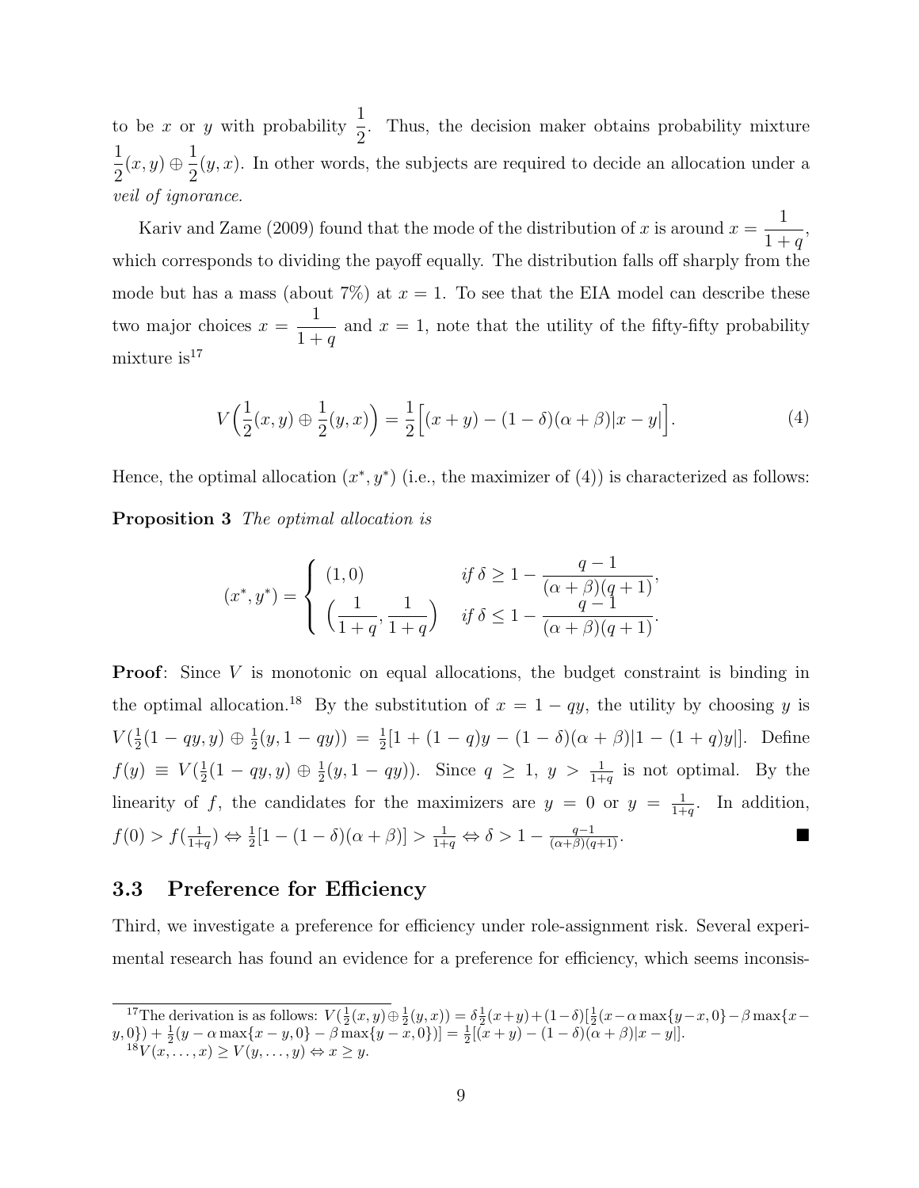to be $x$ or $y$ with probability $\frac{1}{2}$. Thus, the decision maker obtains probability mixture $\frac{1}{2}(x,y) \oplus \frac{1}{2}(y,x)$. In other words, the subjects are required to decide an allocation under a *veil of ignorance.*

Kariv and Zame (2009) found that the mode of the distribution of $x$ is around $x = \frac{1}{1+q}$, which corresponds to dividing the payoff equally. The distribution falls off sharply from the mode but has a mass (about 7%) at $x = 1$. To see that the EIA model can describe these two major choices $x = \frac{1}{1+q}$ and $x = 1$, note that the utility of the fifty-fifty probability mixture is[17]

$$V\Big(\frac{1}{2}(x,y) \oplus \frac{1}{2}(y,x)\Big) = \frac{1}{2}\Big[(x+y) - (1-\delta)(\alpha+\beta)|x-y|\Big]. \tag{4}$$

Hence, the optimal allocation $(x^*, y^*)$ (i.e., the maximizer of (4)) is characterized as follows:

**Proposition 3** *The optimal allocation is*

$$(x^*, y^*) = \begin{cases} (1,0) & \text{if } \delta \geq 1 - \dfrac{q-1}{(\alpha+\beta)(q+1)}, \\ \Big(\dfrac{1}{1+q}, \dfrac{1}{1+q}\Big) & \text{if } \delta \leq 1 - \dfrac{q-1}{(\alpha+\beta)(q+1)}. \end{cases}$$

**Proof**: Since $V$ is monotonic on equal allocations, the budget constraint is binding in the optimal allocation.[18] By the substitution of $x = 1 - qy$, the utility by choosing $y$ is $V(\frac{1}{2}(1-qy, y) \oplus \frac{1}{2}(y, 1-qy)) = \frac{1}{2}[1 + (1-q)y - (1-\delta)(\alpha+\beta)|1-(1+q)y|]$. Define $f(y) \equiv V(\frac{1}{2}(1-qy,y) \oplus \frac{1}{2}(y,1-qy))$. Since $q \geq 1$, $y > \frac{1}{1+q}$ is not optimal. By the linearity of $f$, the candidates for the maximizers are $y = 0$ or $y = \frac{1}{1+q}$. In addition, $f(0) > f(\frac{1}{1+q}) \Leftrightarrow \frac{1}{2}[1-(1-\delta)(\alpha+\beta)] > \frac{1}{1+q} \Leftrightarrow \delta > 1 - \frac{q-1}{(\alpha+\beta)(q+1)}$. ■

## 3.3 Preference for Efficiency

Third, we investigate a preference for efficiency under role-assignment risk. Several experimental research has found an evidence for a preference for efficiency, which seems inconsis-

---

[17] The derivation is as follows: $V(\frac{1}{2}(x,y) \oplus \frac{1}{2}(y,x)) = \delta\frac{1}{2}(x+y) + (1-\delta)[\frac{1}{2}(x - \alpha\max\{y-x,0\} - \beta\max\{x-y,0\}) + \frac{1}{2}(y - \alpha\max\{x-y,0\} - \beta\max\{y-x,0\})] = \frac{1}{2}[(x+y) - (1-\delta)(\alpha+\beta)|x-y|]$.

[18] $V(x,\ldots,x) \geq V(y,\ldots,y) \Leftrightarrow x \geq y$.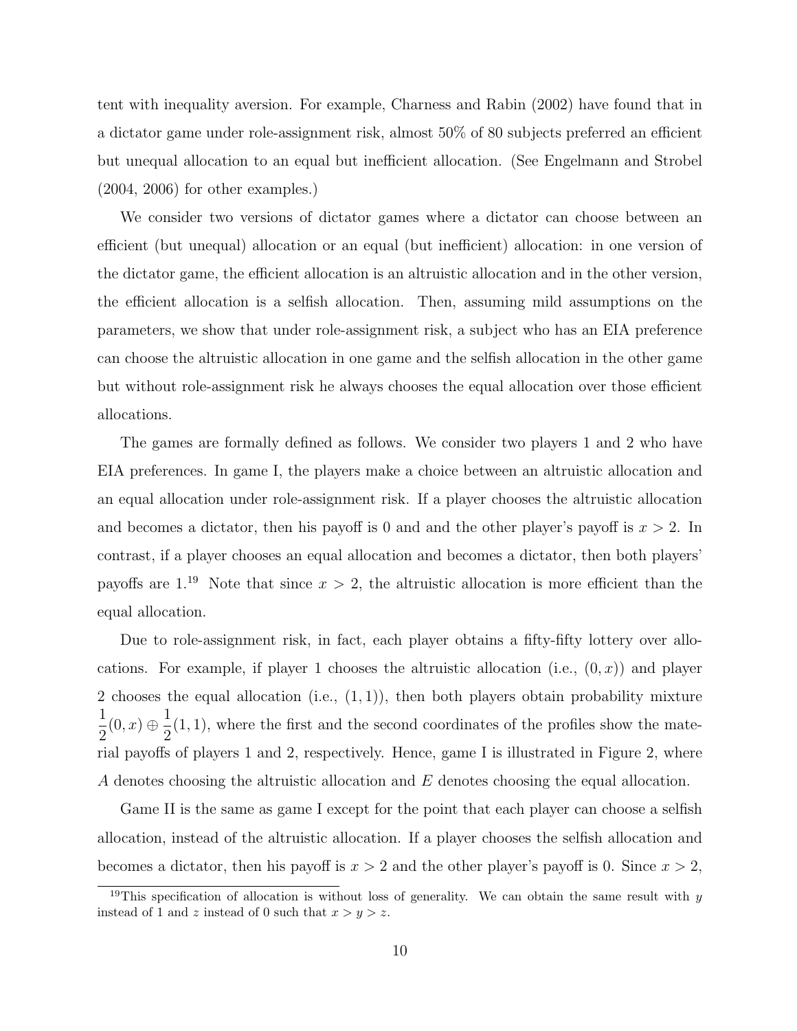tent with inequality aversion. For example, Charness and Rabin (2002) have found that in a dictator game under role-assignment risk, almost 50% of 80 subjects preferred an efficient but unequal allocation to an equal but inefficient allocation. (See Engelmann and Strobel (2004, 2006) for other examples.)

We consider two versions of dictator games where a dictator can choose between an efficient (but unequal) allocation or an equal (but inefficient) allocation: in one version of the dictator game, the efficient allocation is an altruistic allocation and in the other version, the efficient allocation is a selfish allocation. Then, assuming mild assumptions on the parameters, we show that under role-assignment risk, a subject who has an EIA preference can choose the altruistic allocation in one game and the selfish allocation in the other game but without role-assignment risk he always chooses the equal allocation over those efficient allocations.

The games are formally defined as follows. We consider two players 1 and 2 who have EIA preferences. In game I, the players make a choice between an altruistic allocation and an equal allocation under role-assignment risk. If a player chooses the altruistic allocation and becomes a dictator, then his payoff is 0 and and the other player's payoff is $x > 2$. In contrast, if a player chooses an equal allocation and becomes a dictator, then both players' payoffs are 1.[19] Note that since $x > 2$, the altruistic allocation is more efficient than the equal allocation.

Due to role-assignment risk, in fact, each player obtains a fifty-fifty lottery over allocations. For example, if player 1 chooses the altruistic allocation (i.e., $(0, x)$) and player 2 chooses the equal allocation (i.e., $(1, 1)$), then both players obtain probability mixture $\frac{1}{2}(0, x) \oplus \frac{1}{2}(1, 1)$, where the first and the second coordinates of the profiles show the material payoffs of players 1 and 2, respectively. Hence, game I is illustrated in Figure 2, where $A$ denotes choosing the altruistic allocation and $E$ denotes choosing the equal allocation.

Game II is the same as game I except for the point that each player can choose a selfish allocation, instead of the altruistic allocation. If a player chooses the selfish allocation and becomes a dictator, then his payoff is $x > 2$ and the other player's payoff is 0. Since $x > 2$,

[19] This specification of allocation is without loss of generality. We can obtain the same result with $y$ instead of 1 and $z$ instead of 0 such that $x > y > z$.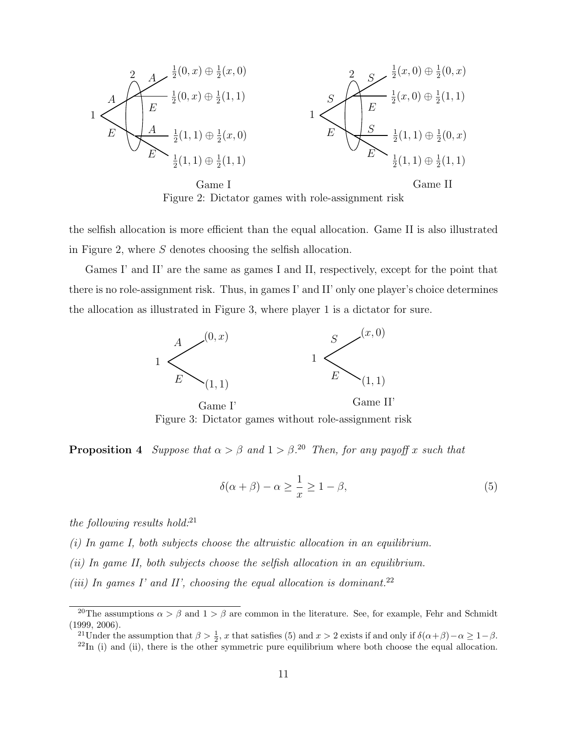Game I

Game II

Figure 2: Dictator games with role-assignment risk

the selfish allocation is more efficient than the equal allocation. Game II is also illustrated in Figure 2, where $S$ denotes choosing the selfish allocation.

Games I' and II' are the same as games I and II, respectively, except for the point that there is no role-assignment risk. Thus, in games I' and II' only one player's choice determines the allocation as illustrated in Figure 3, where player 1 is a dictator for sure.

Game I'

Game II'

Figure 3: Dictator games without role-assignment risk

**Proposition 4** *Suppose that $\alpha > \beta$ and $1 > \beta$.*[20] *Then, for any payoff $x$ such that*

$$\delta(\alpha + \beta) - \alpha \geq \frac{1}{x} \geq 1 - \beta, \tag{5}$$

*the following results hold:*[21]

*(i) In game I, both subjects choose the altruistic allocation in an equilibrium.*

*(ii) In game II, both subjects choose the selfish allocation in an equilibrium.*

*(iii) In games I' and II', choosing the equal allocation is dominant.*[22]

---

[20] The assumptions $\alpha > \beta$ and $1 > \beta$ are common in the literature. See, for example, Fehr and Schmidt (1999, 2006).

[21] Under the assumption that $\beta > \frac{1}{2}$, $x$ that satisfies (5) and $x > 2$ exists if and only if $\delta(\alpha+\beta) - \alpha \geq 1 - \beta$.

[22] In (i) and (ii), there is the other symmetric pure equilibrium where both choose the equal allocation.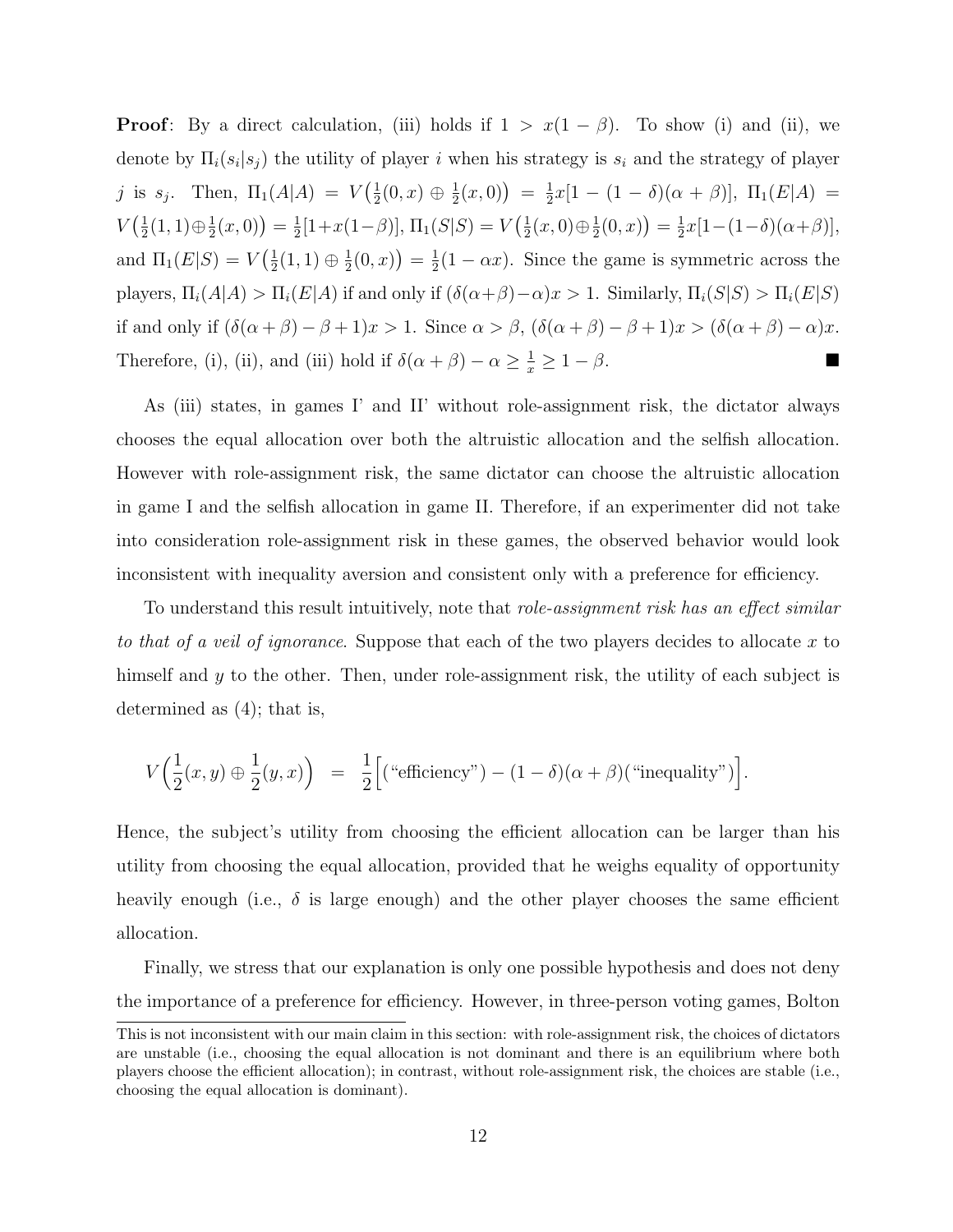**Proof**: By a direct calculation, (iii) holds if $1 > x(1-\beta)$. To show (i) and (ii), we denote by $\Pi_i(s_i|s_j)$ the utility of player $i$ when his strategy is $s_i$ and the strategy of player $j$ is $s_j$. Then, $\Pi_1(A|A) = V\big(\frac{1}{2}(0,x) \oplus \frac{1}{2}(x,0)\big) = \frac{1}{2}x[1-(1-\delta)(\alpha+\beta)]$, $\Pi_1(E|A) = V\big(\frac{1}{2}(1,1) \oplus \frac{1}{2}(x,0)\big) = \frac{1}{2}[1+x(1-\beta)]$, $\Pi_1(S|S) = V\big(\frac{1}{2}(x,0) \oplus \frac{1}{2}(0,x)\big) = \frac{1}{2}x[1-(1-\delta)(\alpha+\beta)]$, and $\Pi_1(E|S) = V\big(\frac{1}{2}(1,1) \oplus \frac{1}{2}(0,x)\big) = \frac{1}{2}(1-\alpha x)$. Since the game is symmetric across the players, $\Pi_i(A|A) > \Pi_i(E|A)$ if and only if $(\delta(\alpha+\beta)-\alpha)x > 1$. Similarly, $\Pi_i(S|S) > \Pi_i(E|S)$ if and only if $(\delta(\alpha+\beta)-\beta+1)x > 1$. Since $\alpha > \beta$, $(\delta(\alpha+\beta)-\beta+1)x > (\delta(\alpha+\beta)-\alpha)x$. Therefore, (i), (ii), and (iii) hold if $\delta(\alpha+\beta)-\alpha \geq \frac{1}{x} \geq 1-\beta$. ∎

As (iii) states, in games I' and II' without role-assignment risk, the dictator always chooses the equal allocation over both the altruistic allocation and the selfish allocation. However with role-assignment risk, the same dictator can choose the altruistic allocation in game I and the selfish allocation in game II. Therefore, if an experimenter did not take into consideration role-assignment risk in these games, the observed behavior would look inconsistent with inequality aversion and consistent only with a preference for efficiency.

To understand this result intuitively, note that *role-assignment risk has an effect similar to that of a veil of ignorance*. Suppose that each of the two players decides to allocate $x$ to himself and $y$ to the other. Then, under role-assignment risk, the utility of each subject is determined as (4); that is,

$$V\Big(\frac{1}{2}(x,y) \oplus \frac{1}{2}(y,x)\Big) \;=\; \frac{1}{2}\Big[(\text{“efficiency”}) - (1-\delta)(\alpha+\beta)(\text{“inequality”})\Big].$$

Hence, the subject's utility from choosing the efficient allocation can be larger than his utility from choosing the equal allocation, provided that he weighs equality of opportunity heavily enough (i.e., $\delta$ is large enough) and the other player chooses the same efficient allocation.

Finally, we stress that our explanation is only one possible hypothesis and does not deny the importance of a preference for efficiency. However, in three-person voting games, Bolton

This is not inconsistent with our main claim in this section: with role-assignment risk, the choices of dictators are unstable (i.e., choosing the equal allocation is not dominant and there is an equilibrium where both players choose the efficient allocation); in contrast, without role-assignment risk, the choices are stable (i.e., choosing the equal allocation is dominant).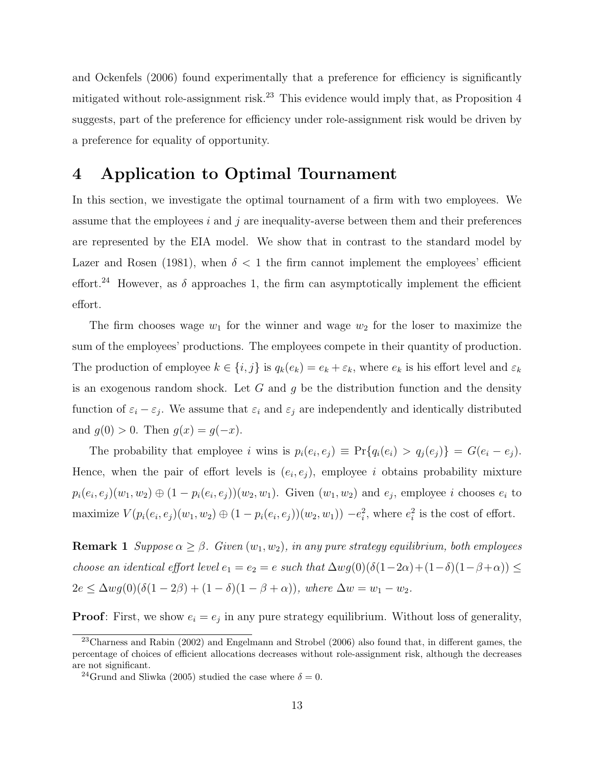and Ockenfels (2006) found experimentally that a preference for efficiency is significantly mitigated without role-assignment risk.[23] This evidence would imply that, as Proposition 4 suggests, part of the preference for efficiency under role-assignment risk would be driven by a preference for equality of opportunity.

# 4 Application to Optimal Tournament

In this section, we investigate the optimal tournament of a firm with two employees. We assume that the employees $i$ and $j$ are inequality-averse between them and their preferences are represented by the EIA model. We show that in contrast to the standard model by Lazer and Rosen (1981), when $\delta < 1$ the firm cannot implement the employees' efficient effort.[24] However, as $\delta$ approaches 1, the firm can asymptotically implement the efficient effort.

The firm chooses wage $w_1$ for the winner and wage $w_2$ for the loser to maximize the sum of the employees' productions. The employees compete in their quantity of production. The production of employee $k \in \{i, j\}$ is $q_k(e_k) = e_k + \varepsilon_k$, where $e_k$ is his effort level and $\varepsilon_k$ is an exogenous random shock. Let $G$ and $g$ be the distribution function and the density function of $\varepsilon_i - \varepsilon_j$. We assume that $\varepsilon_i$ and $\varepsilon_j$ are independently and identically distributed and $g(0) > 0$. Then $g(x) = g(-x)$.

The probability that employee $i$ wins is $p_i(e_i, e_j) \equiv \Pr\{q_i(e_i) > q_j(e_j)\} = G(e_i - e_j)$. Hence, when the pair of effort levels is $(e_i, e_j)$, employee $i$ obtains probability mixture $p_i(e_i, e_j)(w_1, w_2) \oplus (1 - p_i(e_i, e_j))(w_2, w_1)$. Given $(w_1, w_2)$ and $e_j$, employee $i$ chooses $e_i$ to maximize $V(p_i(e_i, e_j)(w_1, w_2) \oplus (1 - p_i(e_i, e_j))(w_2, w_1)) - e_i^2$, where $e_i^2$ is the cost of effort.

**Remark 1** *Suppose $\alpha \geq \beta$. Given $(w_1, w_2)$, in any pure strategy equilibrium, both employees choose an identical effort level $e_1 = e_2 = e$ such that $\Delta w g(0)(\delta(1-2\alpha)+(1-\delta)(1-\beta+\alpha)) \leq 2e \leq \Delta w g(0)(\delta(1-2\beta) + (1-\delta)(1-\beta+\alpha))$, where $\Delta w = w_1 - w_2$.*

**Proof**: First, we show $e_i = e_j$ in any pure strategy equilibrium. Without loss of generality,

[23] Charness and Rabin (2002) and Engelmann and Strobel (2006) also found that, in different games, the percentage of choices of efficient allocations decreases without role-assignment risk, although the decreases are not significant.

[24] Grund and Sliwka (2005) studied the case where $\delta = 0$.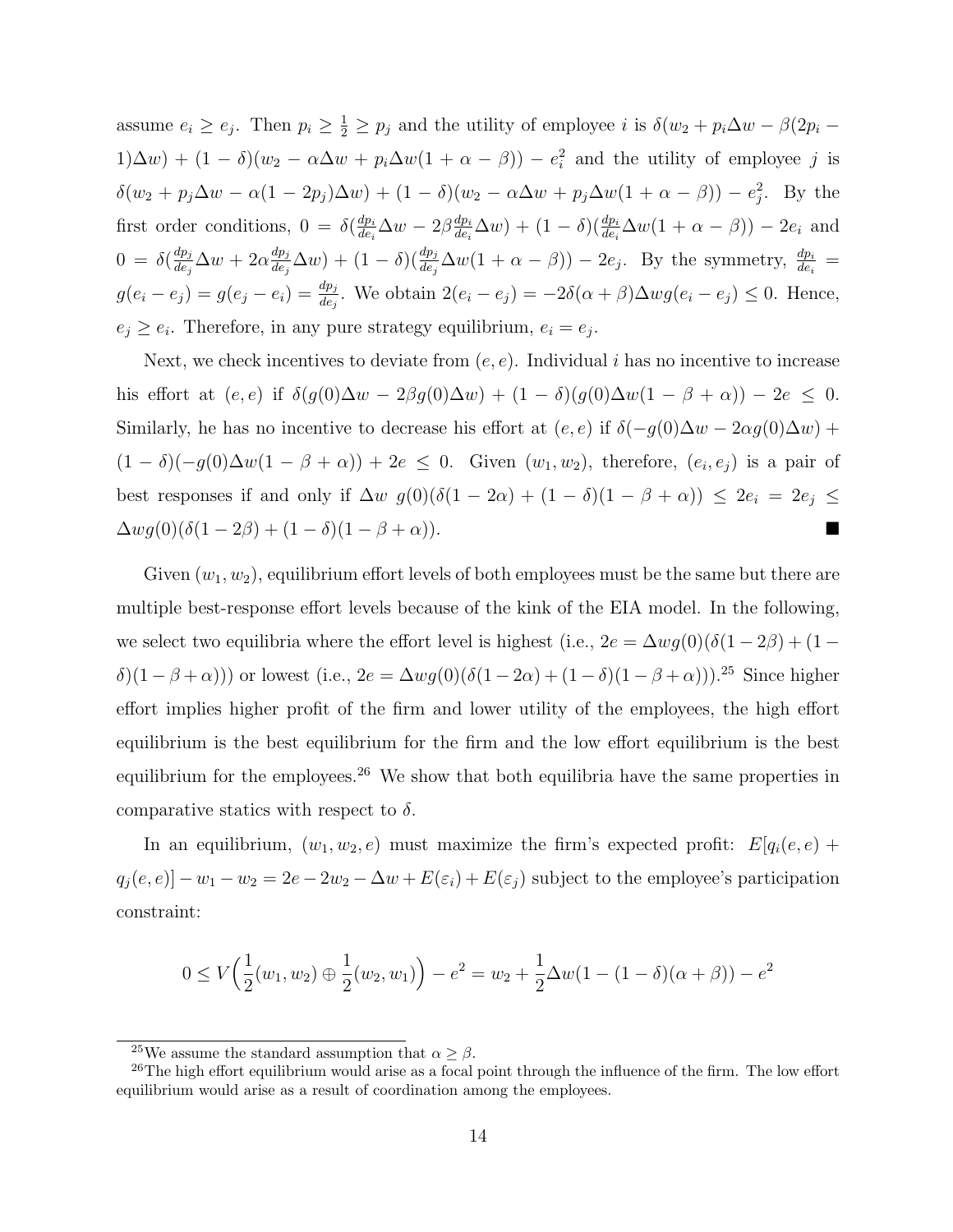assume $e_i \geq e_j$. Then $p_i \geq \frac{1}{2} \geq p_j$ and the utility of employee $i$ is $\delta(w_2 + p_i\Delta w - \beta(2p_i - 1)\Delta w) + (1-\delta)(w_2 - \alpha\Delta w + p_i\Delta w(1+\alpha-\beta)) - e_i^2$ and the utility of employee $j$ is $\delta(w_2 + p_j\Delta w - \alpha(1-2p_j)\Delta w) + (1-\delta)(w_2 - \alpha\Delta w + p_j\Delta w(1+\alpha-\beta)) - e_j^2$. By the first order conditions, $0 = \delta(\frac{dp_i}{de_i}\Delta w - 2\beta\frac{dp_i}{de_i}\Delta w) + (1-\delta)(\frac{dp_i}{de_i}\Delta w(1+\alpha-\beta)) - 2e_i$ and $0 = \delta(\frac{dp_j}{de_j}\Delta w + 2\alpha\frac{dp_j}{de_j}\Delta w) + (1-\delta)(\frac{dp_j}{de_j}\Delta w(1+\alpha-\beta)) - 2e_j$. By the symmetry, $\frac{dp_i}{de_i} = g(e_i - e_j) = g(e_j - e_i) = \frac{dp_j}{de_j}$. We obtain $2(e_i - e_j) = -2\delta(\alpha+\beta)\Delta w g(e_i - e_j) \leq 0$. Hence, $e_j \geq e_i$. Therefore, in any pure strategy equilibrium, $e_i = e_j$.

Next, we check incentives to deviate from $(e, e)$. Individual $i$ has no incentive to increase his effort at $(e, e)$ if $\delta(g(0)\Delta w - 2\beta g(0)\Delta w) + (1-\delta)(g(0)\Delta w(1-\beta+\alpha)) - 2e \leq 0$. Similarly, he has no incentive to decrease his effort at $(e, e)$ if $\delta(-g(0)\Delta w - 2\alpha g(0)\Delta w) + (1-\delta)(-g(0)\Delta w(1-\beta+\alpha)) + 2e \leq 0$. Given $(w_1, w_2)$, therefore, $(e_i, e_j)$ is a pair of best responses if and only if $\Delta w\ g(0)(\delta(1-2\alpha) + (1-\delta)(1-\beta+\alpha)) \leq 2e_i = 2e_j \leq \Delta w g(0)(\delta(1-2\beta) + (1-\delta)(1-\beta+\alpha))$. ■

Given $(w_1, w_2)$, equilibrium effort levels of both employees must be the same but there are multiple best-response effort levels because of the kink of the EIA model. In the following, we select two equilibria where the effort level is highest (i.e., $2e = \Delta w g(0)(\delta(1-2\beta) + (1-\delta)(1-\beta+\alpha))$) or lowest (i.e., $2e = \Delta w g(0)(\delta(1-2\alpha) + (1-\delta)(1-\beta+\alpha))$).[25] Since higher effort implies higher profit of the firm and lower utility of the employees, the high effort equilibrium is the best equilibrium for the firm and the low effort equilibrium is the best equilibrium for the employees.[26] We show that both equilibria have the same properties in comparative statics with respect to $\delta$.

In an equilibrium, $(w_1, w_2, e)$ must maximize the firm's expected profit: $E[q_i(e,e) + q_j(e,e)] - w_1 - w_2 = 2e - 2w_2 - \Delta w + E(\varepsilon_i) + E(\varepsilon_j)$ subject to the employee's participation constraint:

$$0 \leq V\Big(\frac{1}{2}(w_1, w_2) \oplus \frac{1}{2}(w_2, w_1)\Big) - e^2 = w_2 + \frac{1}{2}\Delta w(1 - (1-\delta)(\alpha+\beta)) - e^2$$

---

[25] We assume the standard assumption that $\alpha \geq \beta$.

[26] The high effort equilibrium would arise as a focal point through the influence of the firm. The low effort equilibrium would arise as a result of coordination among the employees.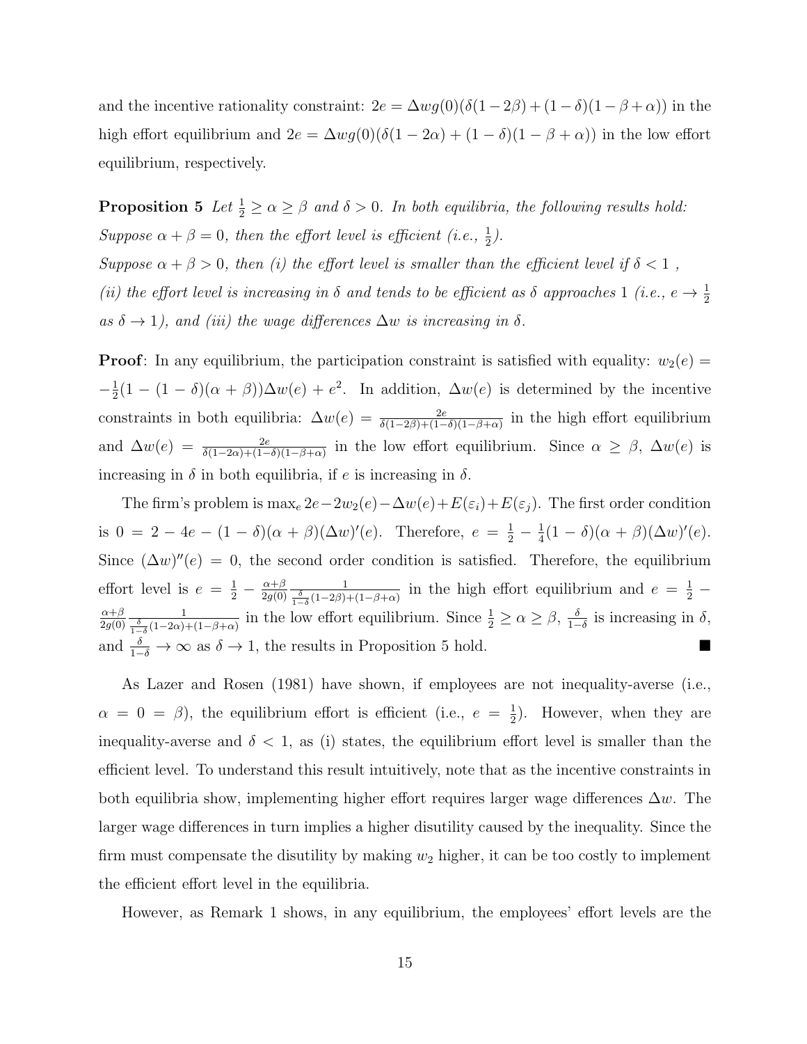and the incentive rationality constraint: $2e = \Delta w g(0)(\delta(1-2\beta)+(1-\delta)(1-\beta+\alpha))$ in the high effort equilibrium and $2e = \Delta w g(0)(\delta(1-2\alpha)+(1-\delta)(1-\beta+\alpha))$ in the low effort equilibrium, respectively.

**Proposition 5** *Let $\frac{1}{2} \geq \alpha \geq \beta$ and $\delta > 0$. In both equilibria, the following results hold: Suppose $\alpha + \beta = 0$, then the effort level is efficient (i.e., $\frac{1}{2}$). Suppose $\alpha+\beta > 0$, then (i) the effort level is smaller than the efficient level if $\delta < 1$, (ii) the effort level is increasing in $\delta$ and tends to be efficient as $\delta$ approaches 1 (i.e., $e \to \frac{1}{2}$ as $\delta \to 1$), and (iii) the wage differences $\Delta w$ is increasing in $\delta$.*

**Proof**: In any equilibrium, the participation constraint is satisfied with equality: $w_2(e) = -\frac{1}{2}(1-(1-\delta)(\alpha+\beta))\Delta w(e) + e^2$. In addition, $\Delta w(e)$ is determined by the incentive constraints in both equilibria: $\Delta w(e) = \frac{2e}{\delta(1-2\beta)+(1-\delta)(1-\beta+\alpha)}$ in the high effort equilibrium and $\Delta w(e) = \frac{2e}{\delta(1-2\alpha)+(1-\delta)(1-\beta+\alpha)}$ in the low effort equilibrium. Since $\alpha \geq \beta$, $\Delta w(e)$ is increasing in $\delta$ in both equilibria, if $e$ is increasing in $\delta$.

The firm's problem is $\max_e 2e - 2w_2(e) - \Delta w(e) + E(\varepsilon_i) + E(\varepsilon_j)$. The first order condition is $0 = 2 - 4e - (1-\delta)(\alpha+\beta)(\Delta w)'(e)$. Therefore, $e = \frac{1}{2} - \frac{1}{4}(1-\delta)(\alpha+\beta)(\Delta w)'(e)$. Since $(\Delta w)''(e) = 0$, the second order condition is satisfied. Therefore, the equilibrium effort level is $e = \frac{1}{2} - \frac{\alpha+\beta}{2g(0)} \frac{1}{\frac{\delta}{1-\delta}(1-2\beta)+(1-\beta+\alpha)}$ in the high effort equilibrium and $e = \frac{1}{2} - \frac{\alpha+\beta}{2g(0)} \frac{1}{\frac{\delta}{1-\delta}(1-2\alpha)+(1-\beta+\alpha)}$ in the low effort equilibrium. Since $\frac{1}{2} \geq \alpha \geq \beta$, $\frac{\delta}{1-\delta}$ is increasing in $\delta$, and $\frac{\delta}{1-\delta} \to \infty$ as $\delta \to 1$, the results in Proposition 5 hold. ■

As Lazer and Rosen (1981) have shown, if employees are not inequality-averse (i.e., $\alpha = 0 = \beta$), the equilibrium effort is efficient (i.e., $e = \frac{1}{2}$). However, when they are inequality-averse and $\delta < 1$, as (i) states, the equilibrium effort level is smaller than the efficient level. To understand this result intuitively, note that as the incentive constraints in both equilibria show, implementing higher effort requires larger wage differences $\Delta w$. The larger wage differences in turn implies a higher disutility caused by the inequality. Since the firm must compensate the disutility by making $w_2$ higher, it can be too costly to implement the efficient effort level in the equilibria.

However, as Remark 1 shows, in any equilibrium, the employees' effort levels are the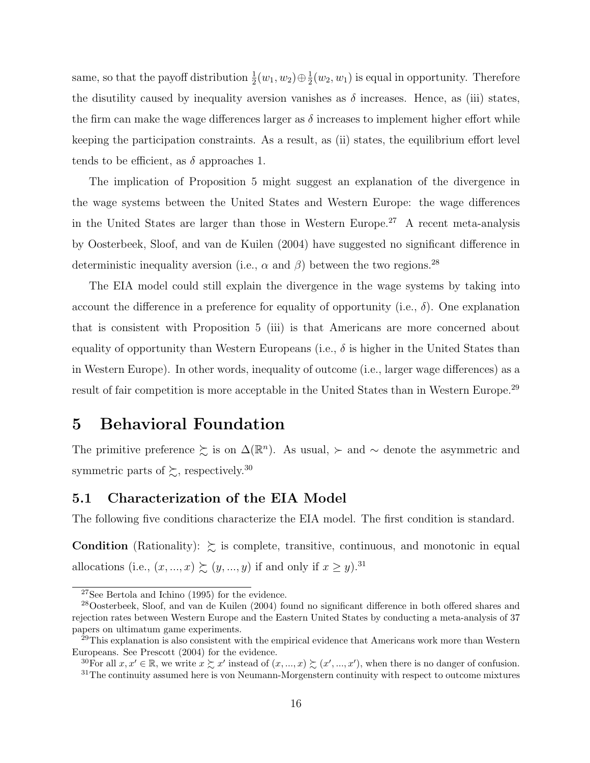same, so that the payoff distribution $\frac{1}{2}(w_1, w_2) \oplus \frac{1}{2}(w_2, w_1)$ is equal in opportunity. Therefore the disutility caused by inequality aversion vanishes as $\delta$ increases. Hence, as (iii) states, the firm can make the wage differences larger as $\delta$ increases to implement higher effort while keeping the participation constraints. As a result, as (ii) states, the equilibrium effort level tends to be efficient, as $\delta$ approaches 1.

The implication of Proposition 5 might suggest an explanation of the divergence in the wage systems between the United States and Western Europe: the wage differences in the United States are larger than those in Western Europe.[27] A recent meta-analysis by Oosterbeek, Sloof, and van de Kuilen (2004) have suggested no significant difference in deterministic inequality aversion (i.e., $\alpha$ and $\beta$) between the two regions.[28]

The EIA model could still explain the divergence in the wage systems by taking into account the difference in a preference for equality of opportunity (i.e., $\delta$). One explanation that is consistent with Proposition 5 (iii) is that Americans are more concerned about equality of opportunity than Western Europeans (i.e., $\delta$ is higher in the United States than in Western Europe). In other words, inequality of outcome (i.e., larger wage differences) as a result of fair competition is more acceptable in the United States than in Western Europe.[29]

# 5 Behavioral Foundation

The primitive preference $\succsim$ is on $\Delta(\mathbb{R}^n)$. As usual, $\succ$ and $\sim$ denote the asymmetric and symmetric parts of $\succsim$, respectively.[30]

## 5.1 Characterization of the EIA Model

The following five conditions characterize the EIA model. The first condition is standard.

**Condition** (Rationality): $\succsim$ is complete, transitive, continuous, and monotonic in equal allocations (i.e., $(x, ..., x) \succsim (y, ..., y)$ if and only if $x \geq y$).[31]

---

[27] See Bertola and Ichino (1995) for the evidence.

[28] Oosterbeek, Sloof, and van de Kuilen (2004) found no significant difference in both offered shares and rejection rates between Western Europe and the Eastern United States by conducting a meta-analysis of 37 papers on ultimatum game experiments.

[29] This explanation is also consistent with the empirical evidence that Americans work more than Western Europeans. See Prescott (2004) for the evidence.

[30] For all $x, x' \in \mathbb{R}$, we write $x \succsim x'$ instead of $(x, ..., x) \succsim (x', ..., x')$, when there is no danger of confusion.

[31] The continuity assumed here is von Neumann-Morgenstern continuity with respect to outcome mixtures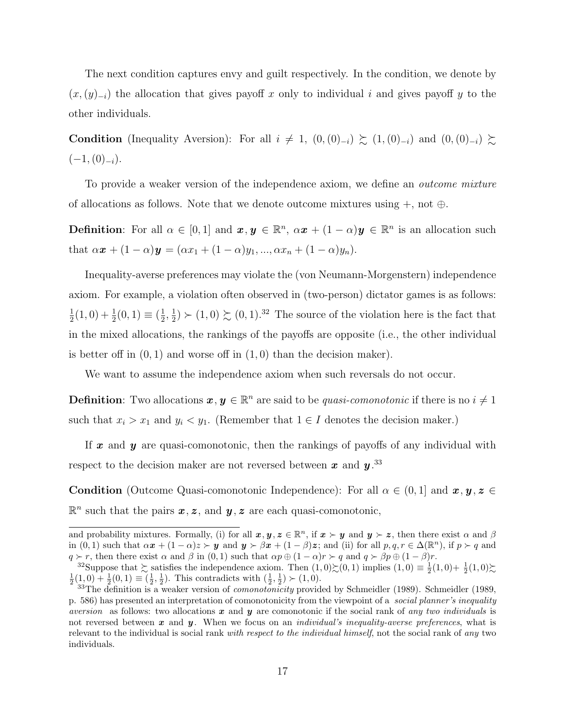The next condition captures envy and guilt respectively. In the condition, we denote by $(x, (y)_{-i})$ the allocation that gives payoff $x$ only to individual $i$ and gives payoff $y$ to the other individuals.

**Condition** (Inequality Aversion): For all $i \neq 1$, $(0, (0)_{-i}) \succsim (1, (0)_{-i})$ and $(0, (0)_{-i}) \succsim (-1, (0)_{-i})$.

To provide a weaker version of the independence axiom, we define an *outcome mixture* of allocations as follows. Note that we denote outcome mixtures using $+$, not $\oplus$.

**Definition**: For all $\alpha \in [0, 1]$ and $\boldsymbol{x}, \boldsymbol{y} \in \mathbb{R}^n$, $\alpha\boldsymbol{x} + (1-\alpha)\boldsymbol{y} \in \mathbb{R}^n$ is an allocation such that $\alpha\boldsymbol{x} + (1-\alpha)\boldsymbol{y} = (\alpha x_1 + (1-\alpha)y_1, ..., \alpha x_n + (1-\alpha)y_n)$.

Inequality-averse preferences may violate the (von Neumann-Morgenstern) independence axiom. For example, a violation often observed in (two-person) dictator games is as follows: $\frac{1}{2}(1, 0) + \frac{1}{2}(0, 1) \equiv (\frac{1}{2}, \frac{1}{2}) \succ (1, 0) \succsim (0, 1)$.[32] The source of the violation here is the fact that in the mixed allocations, the rankings of the payoffs are opposite (i.e., the other individual is better off in $(0, 1)$ and worse off in $(1, 0)$ than the decision maker).

We want to assume the independence axiom when such reversals do not occur.

**Definition**: Two allocations $\boldsymbol{x}, \boldsymbol{y} \in \mathbb{R}^n$ are said to be *quasi-comonotonic* if there is no $i \neq 1$ such that $x_i > x_1$ and $y_i < y_1$. (Remember that $1 \in I$ denotes the decision maker.)

If $\boldsymbol{x}$ and $\boldsymbol{y}$ are quasi-comonotonic, then the rankings of payoffs of any individual with respect to the decision maker are not reversed between $\boldsymbol{x}$ and $\boldsymbol{y}$.[33]

**Condition** (Outcome Quasi-comonotonic Independence): For all $\alpha \in (0, 1]$ and $\boldsymbol{x}, \boldsymbol{y}, \boldsymbol{z} \in \mathbb{R}^n$ such that the pairs $\boldsymbol{x}, \boldsymbol{z}$, and $\boldsymbol{y}, \boldsymbol{z}$ are each quasi-comonotonic,

---

and probability mixtures. Formally, (i) for all $\boldsymbol{x}, \boldsymbol{y}, \boldsymbol{z} \in \mathbb{R}^n$, if $\boldsymbol{x} \succ \boldsymbol{y}$ and $\boldsymbol{y} \succ \boldsymbol{z}$, then there exist $\alpha$ and $\beta$ in $(0, 1)$ such that $\alpha\boldsymbol{x} + (1-\alpha)z \succ \boldsymbol{y}$ and $\boldsymbol{y} \succ \beta\boldsymbol{x} + (1-\beta)\boldsymbol{z}$; and (ii) for all $p, q, r \in \Delta(\mathbb{R}^n)$, if $p \succ q$ and $q \succ r$, then there exist $\alpha$ and $\beta$ in $(0, 1)$ such that $\alpha p \oplus (1-\alpha)r \succ q$ and $q \succ \beta p \oplus (1-\beta)r$.

[32] Suppose that $\succsim$ satisfies the independence axiom. Then $(1, 0) \succsim (0, 1)$ implies $(1, 0) \equiv \frac{1}{2}(1, 0) + \frac{1}{2}(1, 0) \succsim \frac{1}{2}(1, 0) + \frac{1}{2}(0, 1) \equiv (\frac{1}{2}, \frac{1}{2})$. This contradicts with $(\frac{1}{2}, \frac{1}{2}) \succ (1, 0)$.

[33] The definition is a weaker version of *comonotonicity* provided by Schmeidler (1989). Schmeidler (1989, p. 586) has presented an interpretation of comonotonicity from the viewpoint of a *social planner's inequality aversion* as follows: two allocations $\boldsymbol{x}$ and $\boldsymbol{y}$ are comonotonic if the social rank of *any two individuals* is not reversed between $\boldsymbol{x}$ and $\boldsymbol{y}$. When we focus on an *individual's inequality-averse preferences*, what is relevant to the individual is social rank *with respect to the individual himself*, not the social rank of *any* two individuals.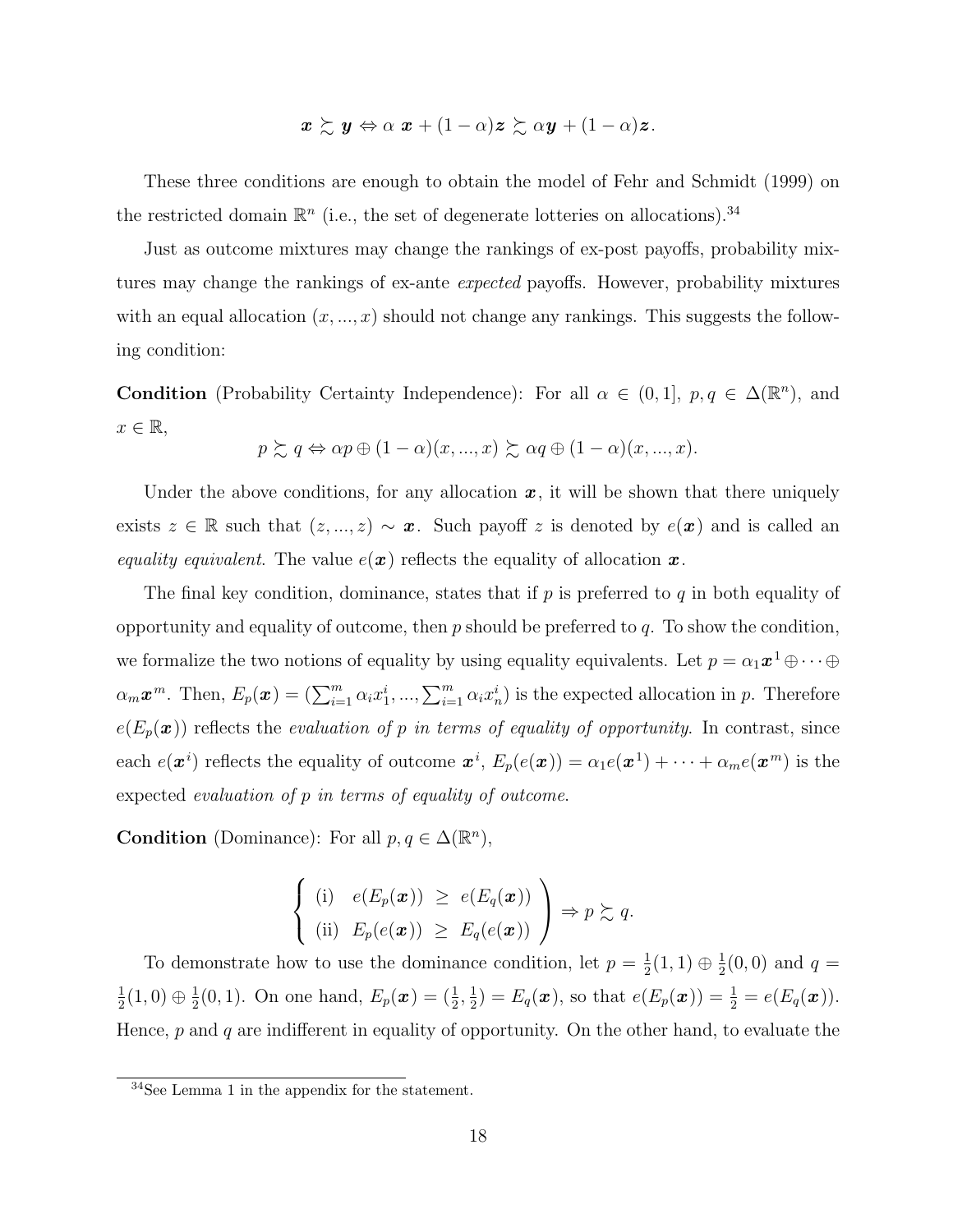$$\boldsymbol{x} \succsim \boldsymbol{y} \Leftrightarrow \alpha\ \boldsymbol{x} + (1-\alpha)\boldsymbol{z} \succsim \alpha \boldsymbol{y} + (1-\alpha)\boldsymbol{z}.$$

These three conditions are enough to obtain the model of Fehr and Schmidt (1999) on the restricted domain $\mathbb{R}^n$ (i.e., the set of degenerate lotteries on allocations).[34]

Just as outcome mixtures may change the rankings of ex-post payoffs, probability mixtures may change the rankings of ex-ante *expected* payoffs. However, probability mixtures with an equal allocation $(x, ..., x)$ should not change any rankings. This suggests the following condition:

**Condition** (Probability Certainty Independence): For all $\alpha \in (0, 1]$, $p, q \in \Delta(\mathbb{R}^n)$, and $x \in \mathbb{R}$,

$$p \succsim q \Leftrightarrow \alpha p \oplus (1-\alpha)(x, ..., x) \succsim \alpha q \oplus (1-\alpha)(x, ..., x).$$

Under the above conditions, for any allocation $\boldsymbol{x}$, it will be shown that there uniquely exists $z \in \mathbb{R}$ such that $(z, ..., z) \sim \boldsymbol{x}$. Such payoff $z$ is denoted by $e(\boldsymbol{x})$ and is called an *equality equivalent*. The value $e(\boldsymbol{x})$ reflects the equality of allocation $\boldsymbol{x}$.

The final key condition, dominance, states that if $p$ is preferred to $q$ in both equality of opportunity and equality of outcome, then $p$ should be preferred to $q$. To show the condition, we formalize the two notions of equality by using equality equivalents. Let $p = \alpha_1 \boldsymbol{x}^1 \oplus \cdots \oplus \alpha_m \boldsymbol{x}^m$. Then, $E_p(\boldsymbol{x}) = (\sum_{i=1}^m \alpha_i x_1^i, ..., \sum_{i=1}^m \alpha_i x_n^i)$ is the expected allocation in $p$. Therefore $e(E_p(\boldsymbol{x}))$ reflects the *evaluation of $p$ in terms of equality of opportunity*. In contrast, since each $e(\boldsymbol{x}^i)$ reflects the equality of outcome $\boldsymbol{x}^i$, $E_p(e(\boldsymbol{x})) = \alpha_1 e(\boldsymbol{x}^1) + \cdots + \alpha_m e(\boldsymbol{x}^m)$ is the expected *evaluation of $p$ in terms of equality of outcome*.

**Condition** (Dominance): For all $p, q \in \Delta(\mathbb{R}^n)$,

$$\left\{ \begin{array}{lrcl} \text{(i)} & e(E_p(\boldsymbol{x})) & \geq & e(E_q(\boldsymbol{x})) \\ \text{(ii)} & E_p(e(\boldsymbol{x})) & \geq & E_q(e(\boldsymbol{x})) \end{array} \right) \Rightarrow p \succsim q.$$

To demonstrate how to use the dominance condition, let $p = \frac{1}{2}(1, 1) \oplus \frac{1}{2}(0, 0)$ and $q = \frac{1}{2}(1, 0) \oplus \frac{1}{2}(0, 1)$. On one hand, $E_p(\boldsymbol{x}) = (\frac{1}{2}, \frac{1}{2}) = E_q(\boldsymbol{x})$, so that $e(E_p(\boldsymbol{x})) = \frac{1}{2} = e(E_q(\boldsymbol{x}))$. Hence, $p$ and $q$ are indifferent in equality of opportunity. On the other hand, to evaluate the

[34] See Lemma 1 in the appendix for the statement.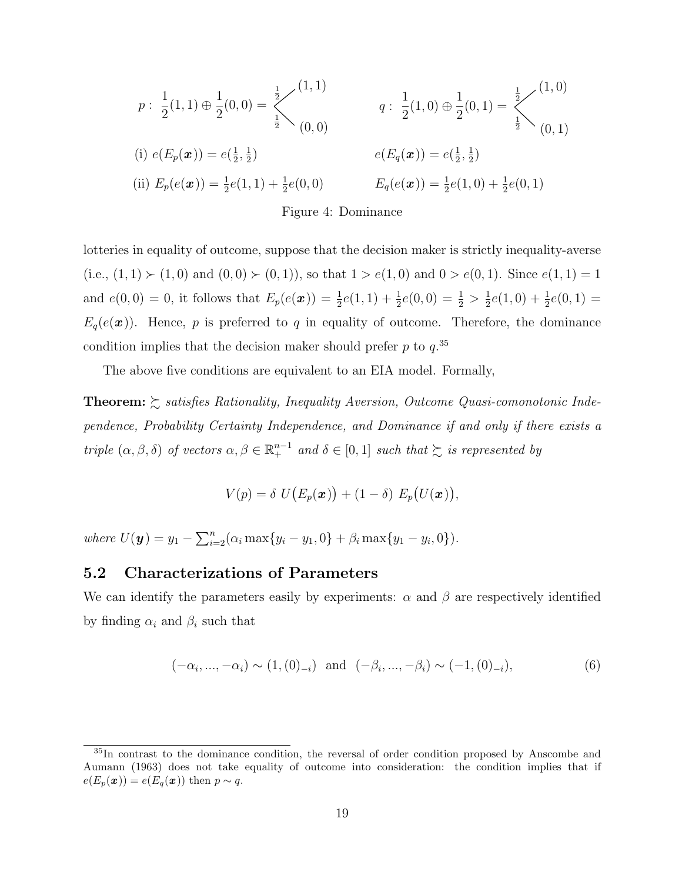$$p:\ \frac{1}{2}(1,1) \oplus \frac{1}{2}(0,0) = \begin{cases} \frac{1}{2} & (1,1) \\ \frac{1}{2} & (0,0) \end{cases} \qquad q:\ \frac{1}{2}(1,0) \oplus \frac{1}{2}(0,1) = \begin{cases} \frac{1}{2} & (1,0) \\ \frac{1}{2} & (0,1) \end{cases}$$

(i) $e(E_p(\boldsymbol{x})) = e(\frac{1}{2}, \frac{1}{2})$ $\qquad$ $e(E_q(\boldsymbol{x})) = e(\frac{1}{2}, \frac{1}{2})$

(ii) $E_p(e(\boldsymbol{x})) = \frac{1}{2}e(1,1) + \frac{1}{2}e(0,0)$ $\qquad$ $E_q(e(\boldsymbol{x})) = \frac{1}{2}e(1,0) + \frac{1}{2}e(0,1)$

Figure 4: Dominance

lotteries in equality of outcome, suppose that the decision maker is strictly inequality-averse (i.e., $(1,1) \succ (1,0)$ and $(0,0) \succ (0,1)$), so that $1 > e(1,0)$ and $0 > e(0,1)$. Since $e(1,1) = 1$ and $e(0,0) = 0$, it follows that $E_p(e(\boldsymbol{x})) = \frac{1}{2}e(1,1) + \frac{1}{2}e(0,0) = \frac{1}{2} > \frac{1}{2}e(1,0) + \frac{1}{2}e(0,1) = E_q(e(\boldsymbol{x}))$. Hence, $p$ is preferred to $q$ in equality of outcome. Therefore, the dominance condition implies that the decision maker should prefer $p$ to $q$.[35]

The above five conditions are equivalent to an EIA model. Formally,

**Theorem:** $\succsim$ *satisfies Rationality, Inequality Aversion, Outcome Quasi-comonotonic Independence, Probability Certainty Independence, and Dominance if and only if there exists a triple $(\alpha, \beta, \delta)$ of vectors $\alpha, \beta \in \mathbb{R}_+^{n-1}$ and $\delta \in [0,1]$ such that $\succsim$ is represented by*

$$V(p) = \delta\ U\big(E_p(\boldsymbol{x})\big) + (1-\delta)\ E_p\big(U(\boldsymbol{x})\big),$$

*where* $U(\boldsymbol{y}) = y_1 - \sum_{i=2}^{n}(\alpha_i \max\{y_i - y_1, 0\} + \beta_i \max\{y_1 - y_i, 0\})$.

## 5.2 Characterizations of Parameters

We can identify the parameters easily by experiments: $\alpha$ and $\beta$ are respectively identified by finding $\alpha_i$ and $\beta_i$ such that

$$(-\alpha_i, ..., -\alpha_i) \sim (1, (0)_{-i}) \ \text{ and } \ (-\beta_i, ..., -\beta_i) \sim (-1, (0)_{-i}), \tag{6}$$

[35] In contrast to the dominance condition, the reversal of order condition proposed by Anscombe and Aumann (1963) does not take equality of outcome into consideration: the condition implies that if $e(E_p(\boldsymbol{x})) = e(E_q(\boldsymbol{x}))$ then $p \sim q$.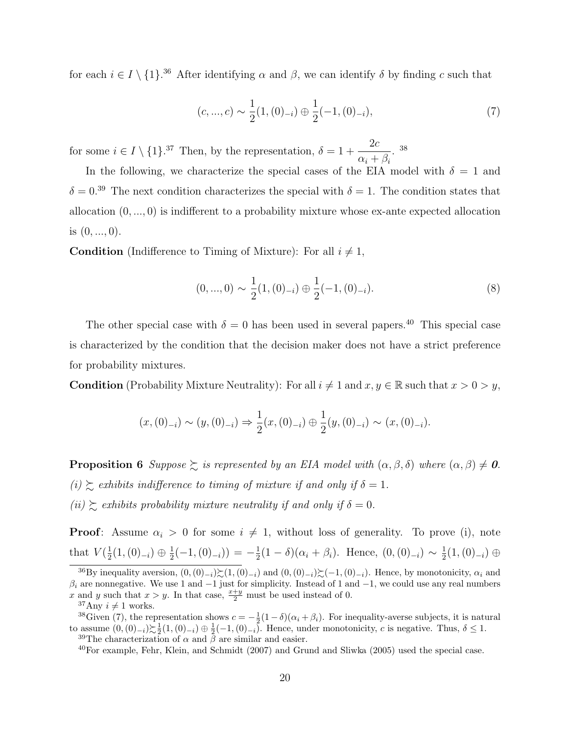for each $i \in I \setminus \{1\}$.[36] After identifying $\alpha$ and $\beta$, we can identify $\delta$ by finding $c$ such that

$$(c, ..., c) \sim \frac{1}{2}(1, (0)_{-i}) \oplus \frac{1}{2}(-1, (0)_{-i}), \tag{7}$$

for some $i \in I \setminus \{1\}$.[37] Then, by the representation, $\delta = 1 + \dfrac{2c}{\alpha_i + \beta_i}$. [38]

In the following, we characterize the special cases of the EIA model with $\delta = 1$ and $\delta = 0$.[39] The next condition characterizes the special with $\delta = 1$. The condition states that allocation $(0, ..., 0)$ is indifferent to a probability mixture whose ex-ante expected allocation is $(0, ..., 0)$.

**Condition** (Indifference to Timing of Mixture): For all $i \neq 1$,

$$(0, ..., 0) \sim \frac{1}{2}(1, (0)_{-i}) \oplus \frac{1}{2}(-1, (0)_{-i}). \tag{8}$$

The other special case with $\delta = 0$ has been used in several papers.[40] This special case is characterized by the condition that the decision maker does not have a strict preference for probability mixtures.

**Condition** (Probability Mixture Neutrality): For all $i \neq 1$ and $x, y \in \mathbb{R}$ such that $x > 0 > y$,

$$(x, (0)_{-i}) \sim (y, (0)_{-i}) \Rightarrow \frac{1}{2}(x, (0)_{-i}) \oplus \frac{1}{2}(y, (0)_{-i}) \sim (x, (0)_{-i}).$$

**Proposition 6** *Suppose $\succsim$ is represented by an EIA model with $(\alpha, \beta, \delta)$ where $(\alpha, \beta) \neq \mathbf{0}$.*
*(i) $\succsim$ exhibits indifference to timing of mixture if and only if $\delta = 1$.*
*(ii) $\succsim$ exhibits probability mixture neutrality if and only if $\delta = 0$.*

**Proof**: Assume $\alpha_i > 0$ for some $i \neq 1$, without loss of generality. To prove (i), note that $V(\frac{1}{2}(1, (0)_{-i}) \oplus \frac{1}{2}(-1, (0)_{-i})) = -\frac{1}{2}(1 - \delta)(\alpha_i + \beta_i)$. Hence, $(0, (0)_{-i}) \sim \frac{1}{2}(1, (0)_{-i}) \oplus$

[36] By inequality aversion, $(0, (0)_{-i}) \succsim (1, (0)_{-i})$ and $(0, (0)_{-i}) \succsim (-1, (0)_{-i})$. Hence, by monotonicity, $\alpha_i$ and $\beta_i$ are nonnegative. We use 1 and $-1$ just for simplicity. Instead of 1 and $-1$, we could use any real numbers $x$ and $y$ such that $x > y$. In that case, $\frac{x+y}{2}$ must be used instead of 0.

[37] Any $i \neq 1$ works.

[38] Given (7), the representation shows $c = -\frac{1}{2}(1 - \delta)(\alpha_i + \beta_i)$. For inequality-averse subjects, it is natural to assume $(0, (0)_{-i}) \succsim \frac{1}{2}(1, (0)_{-i}) \oplus \frac{1}{2}(-1, (0)_{-i})$. Hence, under monotonicity, $c$ is negative. Thus, $\delta \leq 1$.

[39] The characterization of $\alpha$ and $\beta$ are similar and easier.

[40] For example, Fehr, Klein, and Schmidt (2007) and Grund and Sliwka (2005) used the special case.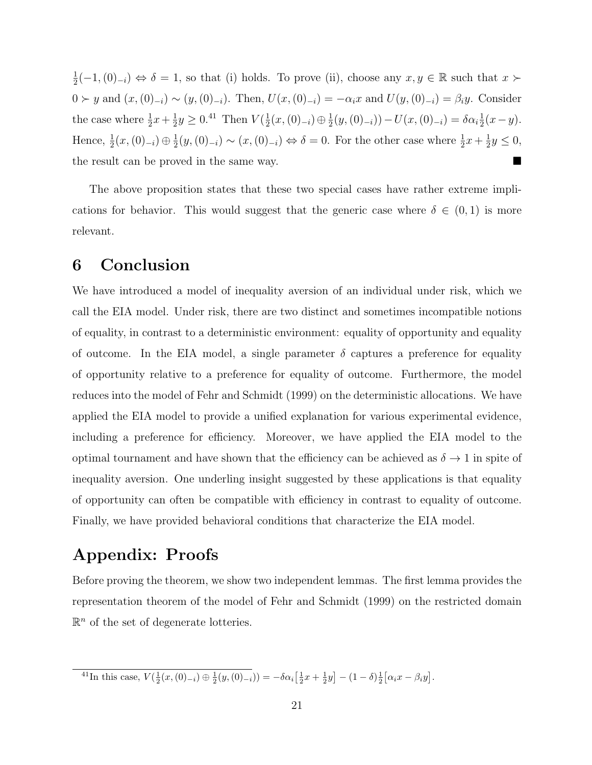$\frac{1}{2}(-1,(0)_{-i}) \Leftrightarrow \delta = 1$, so that (i) holds. To prove (ii), choose any $x, y \in \mathbb{R}$ such that $x \succ 0 \succ y$ and $(x,(0)_{-i}) \sim (y,(0)_{-i})$. Then, $U(x,(0)_{-i}) = -\alpha_i x$ and $U(y,(0)_{-i}) = \beta_i y$. Consider the case where $\frac{1}{2}x + \frac{1}{2}y \geq 0$.[41] Then $V(\frac{1}{2}(x,(0)_{-i}) \oplus \frac{1}{2}(y,(0)_{-i})) - U(x,(0)_{-i}) = \delta\alpha_i\frac{1}{2}(x-y)$. Hence, $\frac{1}{2}(x,(0)_{-i}) \oplus \frac{1}{2}(y,(0)_{-i}) \sim (x,(0)_{-i}) \Leftrightarrow \delta = 0$. For the other case where $\frac{1}{2}x + \frac{1}{2}y \leq 0$, the result can be proved in the same way. ■

The above proposition states that these two special cases have rather extreme implications for behavior. This would suggest that the generic case where $\delta \in (0,1)$ is more relevant.

# 6 Conclusion

We have introduced a model of inequality aversion of an individual under risk, which we call the EIA model. Under risk, there are two distinct and sometimes incompatible notions of equality, in contrast to a deterministic environment: equality of opportunity and equality of outcome. In the EIA model, a single parameter $\delta$ captures a preference for equality of opportunity relative to a preference for equality of outcome. Furthermore, the model reduces into the model of Fehr and Schmidt (1999) on the deterministic allocations. We have applied the EIA model to provide a unified explanation for various experimental evidence, including a preference for efficiency. Moreover, we have applied the EIA model to the optimal tournament and have shown that the efficiency can be achieved as $\delta \to 1$ in spite of inequality aversion. One underling insight suggested by these applications is that equality of opportunity can often be compatible with efficiency in contrast to equality of outcome. Finally, we have provided behavioral conditions that characterize the EIA model.

# Appendix: Proofs

Before proving the theorem, we show two independent lemmas. The first lemma provides the representation theorem of the model of Fehr and Schmidt (1999) on the restricted domain $\mathbb{R}^n$ of the set of degenerate lotteries.

[41] In this case, $V(\frac{1}{2}(x,(0)_{-i}) \oplus \frac{1}{2}(y,(0)_{-i})) = -\delta\alpha_i\big[\frac{1}{2}x + \frac{1}{2}y\big] - (1-\delta)\frac{1}{2}\big[\alpha_i x - \beta_i y\big]$.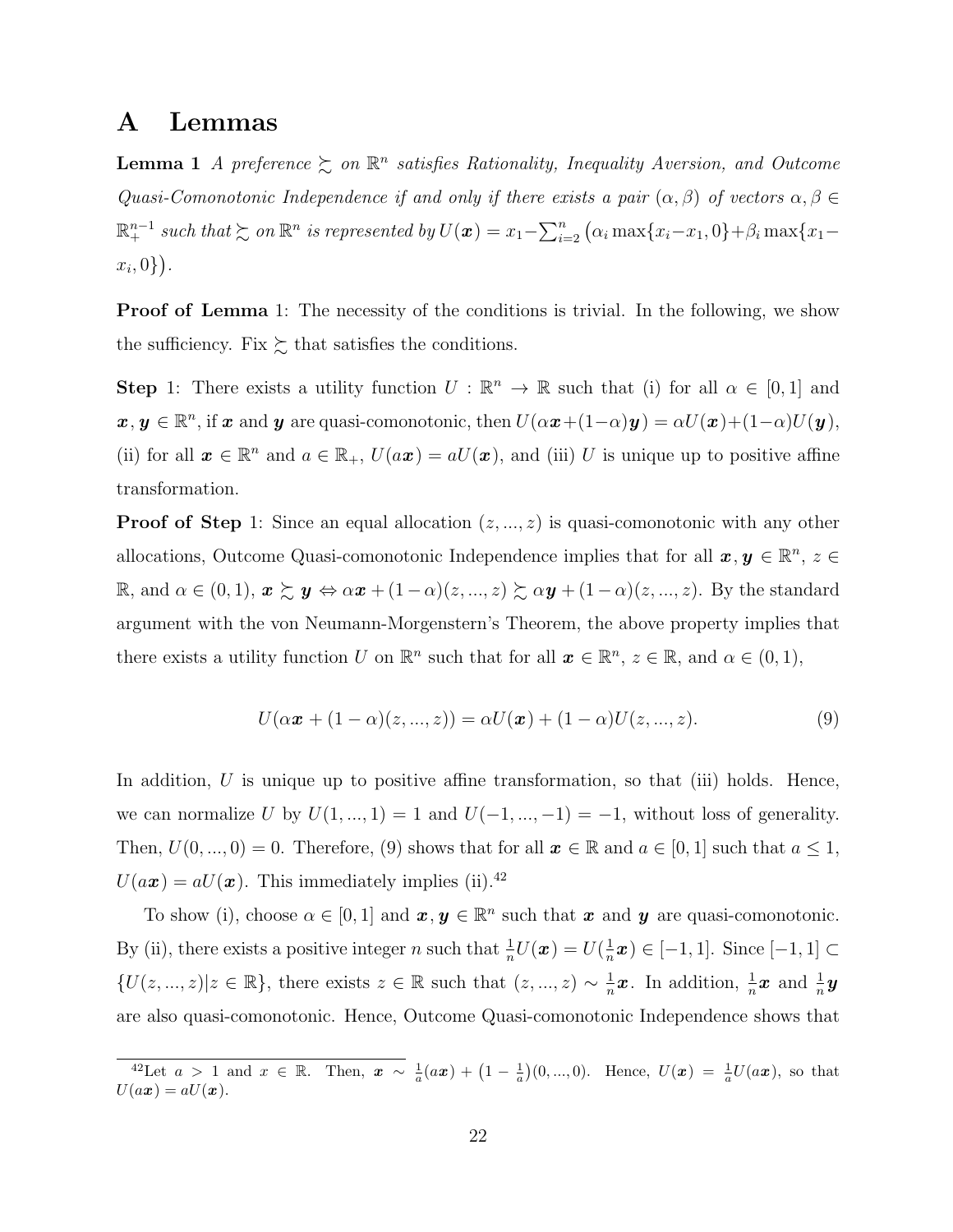# A Lemmas

**Lemma 1** *A preference $\succsim$ on $\mathbb{R}^n$ satisfies Rationality, Inequality Aversion, and Outcome Quasi-Comonotonic Independence if and only if there exists a pair $(\alpha, \beta)$ of vectors $\alpha, \beta \in \mathbb{R}_+^{n-1}$ such that $\succsim$ on $\mathbb{R}^n$ is represented by $U(\boldsymbol{x}) = x_1 - \sum_{i=2}^n \big(\alpha_i \max\{x_i - x_1, 0\} + \beta_i \max\{x_1 - x_i, 0\}\big)$.*

**Proof of Lemma** 1: The necessity of the conditions is trivial. In the following, we show the sufficiency. Fix $\succsim$ that satisfies the conditions.

**Step** 1: There exists a utility function $U : \mathbb{R}^n \to \mathbb{R}$ such that (i) for all $\alpha \in [0, 1]$ and $\boldsymbol{x}, \boldsymbol{y} \in \mathbb{R}^n$, if $\boldsymbol{x}$ and $\boldsymbol{y}$ are quasi-comonotonic, then $U(\alpha\boldsymbol{x}+(1-\alpha)\boldsymbol{y}) = \alpha U(\boldsymbol{x})+(1-\alpha)U(\boldsymbol{y})$, (ii) for all $\boldsymbol{x} \in \mathbb{R}^n$ and $a \in \mathbb{R}_+$, $U(a\boldsymbol{x}) = aU(\boldsymbol{x})$, and (iii) $U$ is unique up to positive affine transformation.

**Proof of Step** 1: Since an equal allocation $(z, ..., z)$ is quasi-comonotonic with any other allocations, Outcome Quasi-comonotonic Independence implies that for all $\boldsymbol{x}, \boldsymbol{y} \in \mathbb{R}^n$, $z \in \mathbb{R}$, and $\alpha \in (0, 1)$, $\boldsymbol{x} \succsim \boldsymbol{y} \Leftrightarrow \alpha\boldsymbol{x} + (1-\alpha)(z, ..., z) \succsim \alpha\boldsymbol{y} + (1-\alpha)(z, ..., z)$. By the standard argument with the von Neumann-Morgenstern's Theorem, the above property implies that there exists a utility function $U$ on $\mathbb{R}^n$ such that for all $\boldsymbol{x} \in \mathbb{R}^n$, $z \in \mathbb{R}$, and $\alpha \in (0, 1)$,

$$U(\alpha\boldsymbol{x} + (1-\alpha)(z, ..., z)) = \alpha U(\boldsymbol{x}) + (1-\alpha)U(z, ..., z). \tag{9}$$

In addition, $U$ is unique up to positive affine transformation, so that (iii) holds. Hence, we can normalize $U$ by $U(1, ..., 1) = 1$ and $U(-1, ..., -1) = -1$, without loss of generality. Then, $U(0, ..., 0) = 0$. Therefore, (9) shows that for all $\boldsymbol{x} \in \mathbb{R}$ and $a \in [0, 1]$ such that $a \leq 1$, $U(a\boldsymbol{x}) = aU(\boldsymbol{x})$. This immediately implies (ii).[42]

To show (i), choose $\alpha \in [0, 1]$ and $\boldsymbol{x}, \boldsymbol{y} \in \mathbb{R}^n$ such that $\boldsymbol{x}$ and $\boldsymbol{y}$ are quasi-comonotonic. By (ii), there exists a positive integer $n$ such that $\frac{1}{n}U(\boldsymbol{x}) = U(\frac{1}{n}\boldsymbol{x}) \in [-1, 1]$. Since $[-1, 1] \subset \{U(z, ..., z)|z \in \mathbb{R}\}$, there exists $z \in \mathbb{R}$ such that $(z, ..., z) \sim \frac{1}{n}\boldsymbol{x}$. In addition, $\frac{1}{n}\boldsymbol{x}$ and $\frac{1}{n}\boldsymbol{y}$ are also quasi-comonotonic. Hence, Outcome Quasi-comonotonic Independence shows that

[42] Let $a > 1$ and $x \in \mathbb{R}$. Then, $\boldsymbol{x} \sim \frac{1}{a}(a\boldsymbol{x}) + \big(1 - \frac{1}{a}\big)(0, ..., 0)$. Hence, $U(\boldsymbol{x}) = \frac{1}{a}U(a\boldsymbol{x})$, so that $U(a\boldsymbol{x}) = aU(\boldsymbol{x})$.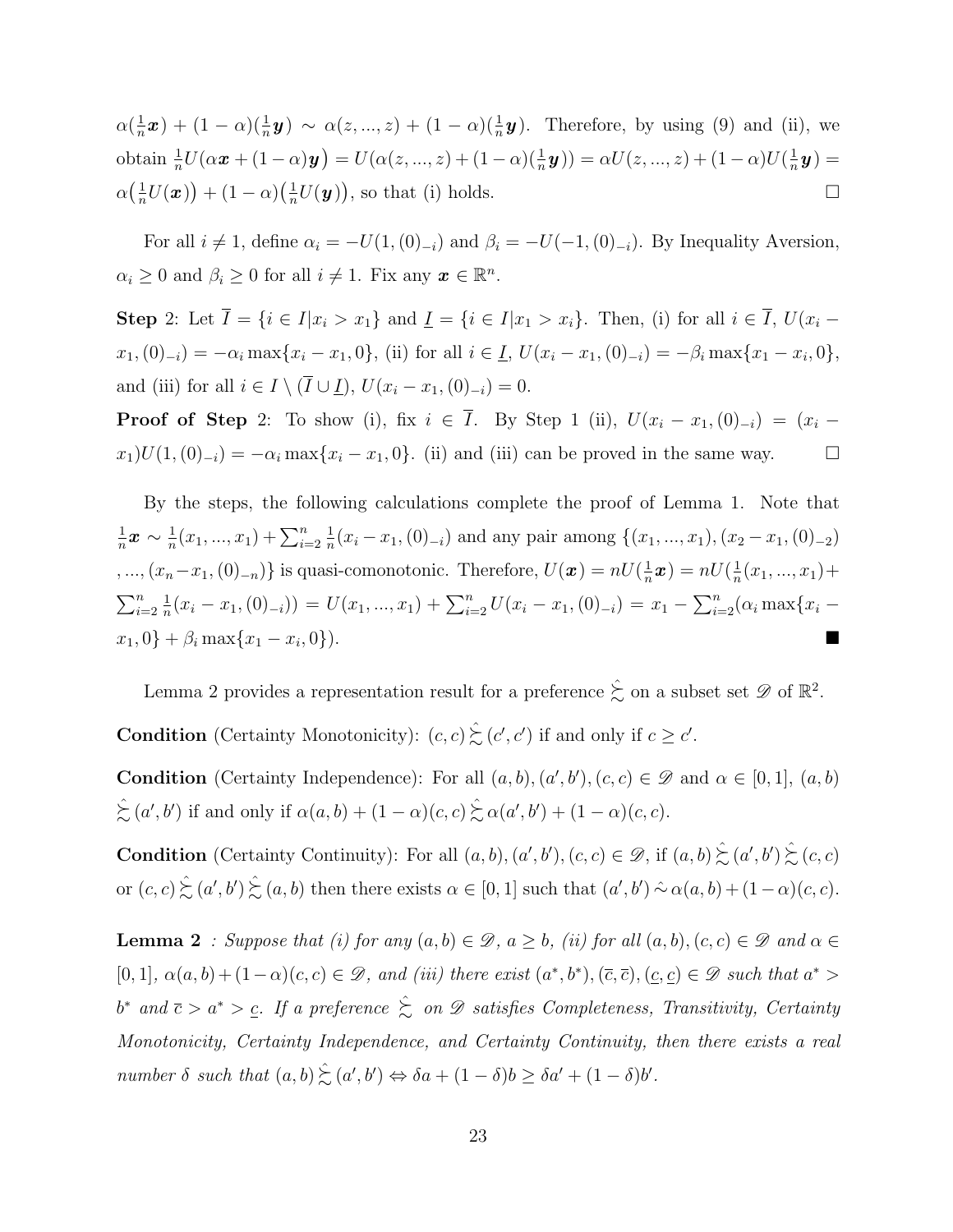$\alpha(\frac{1}{n}\boldsymbol{x}) + (1-\alpha)(\frac{1}{n}\boldsymbol{y}) \sim \alpha(z,...,z) + (1-\alpha)(\frac{1}{n}\boldsymbol{y})$. Therefore, by using (9) and (ii), we obtain $\frac{1}{n}U(\alpha\boldsymbol{x} + (1-\alpha)\boldsymbol{y}) = U(\alpha(z,...,z) + (1-\alpha)(\frac{1}{n}\boldsymbol{y})) = \alpha U(z,...,z) + (1-\alpha)U(\frac{1}{n}\boldsymbol{y}) = \alpha(\frac{1}{n}U(\boldsymbol{x})) + (1-\alpha)(\frac{1}{n}U(\boldsymbol{y}))$, so that (i) holds. □

For all $i \neq 1$, define $\alpha_i = -U(1,(0)_{-i})$ and $\beta_i = -U(-1,(0)_{-i})$. By Inequality Aversion, $\alpha_i \geq 0$ and $\beta_i \geq 0$ for all $i \neq 1$. Fix any $\boldsymbol{x} \in \mathbb{R}^n$.

**Step** 2: Let $\overline{I} = \{i \in I | x_i > x_1\}$ and $\underline{I} = \{i \in I | x_1 > x_i\}$. Then, (i) for all $i \in \overline{I}$, $U(x_i - x_1, (0)_{-i}) = -\alpha_i \max\{x_i - x_1, 0\}$, (ii) for all $i \in \underline{I}$, $U(x_i - x_1, (0)_{-i}) = -\beta_i \max\{x_1 - x_i, 0\}$, and (iii) for all $i \in I \setminus (\overline{I} \cup \underline{I})$, $U(x_i - x_1, (0)_{-i}) = 0$.

**Proof of Step** 2: To show (i), fix $i \in \overline{I}$. By Step 1 (ii), $U(x_i - x_1, (0)_{-i}) = (x_i - x_1)U(1,(0)_{-i}) = -\alpha_i \max\{x_i - x_1, 0\}$. (ii) and (iii) can be proved in the same way. □

By the steps, the following calculations complete the proof of Lemma 1. Note that $\frac{1}{n}\boldsymbol{x} \sim \frac{1}{n}(x_1,...,x_1) + \sum_{i=2}^n \frac{1}{n}(x_i - x_1, (0)_{-i})$ and any pair among $\{(x_1,...,x_1), (x_2 - x_1, (0)_{-2}), ..., (x_n - x_1, (0)_{-n})\}$ is quasi-comonotonic. Therefore, $U(\boldsymbol{x}) = nU(\frac{1}{n}\boldsymbol{x}) = nU(\frac{1}{n}(x_1,...,x_1) + \sum_{i=2}^n \frac{1}{n}(x_i - x_1, (0)_{-i})) = U(x_1,...,x_1) + \sum_{i=2}^n U(x_i - x_1, (0)_{-i}) = x_1 - \sum_{i=2}^n(\alpha_i \max\{x_i - x_1, 0\} + \beta_i \max\{x_1 - x_i, 0\})$. ■

Lemma 2 provides a representation result for a preference $\hat{\succsim}$ on a subset set $\mathscr{D}$ of $\mathbb{R}^2$.

**Condition** (Certainty Monotonicity): $(c,c) \mathrel{\hat{\succsim}} (c',c')$ if and only if $c \geq c'$.

**Condition** (Certainty Independence): For all $(a,b),(a',b'),(c,c) \in \mathscr{D}$ and $\alpha \in [0,1]$, $(a,b) \mathrel{\hat{\succsim}} (a',b')$ if and only if $\alpha(a,b) + (1-\alpha)(c,c) \mathrel{\hat{\succsim}} \alpha(a',b') + (1-\alpha)(c,c)$.

**Condition** (Certainty Continuity): For all $(a,b),(a',b'),(c,c) \in \mathscr{D}$, if $(a,b) \mathrel{\hat{\succsim}} (a',b') \mathrel{\hat{\succsim}} (c,c)$ or $(c,c) \mathrel{\hat{\succsim}} (a',b') \mathrel{\hat{\succsim}} (a,b)$ then there exists $\alpha \in [0,1]$ such that $(a',b') \mathrel{\hat{\sim}} \alpha(a,b) + (1-\alpha)(c,c)$.

**Lemma 2** *: Suppose that (i) for any $(a,b) \in \mathscr{D}$, $a \geq b$, (ii) for all $(a,b),(c,c) \in \mathscr{D}$ and $\alpha \in [0,1]$, $\alpha(a,b) + (1-\alpha)(c,c) \in \mathscr{D}$, and (iii) there exist $(a^*,b^*),(\overline{c},\overline{c}),(\underline{c},\underline{c}) \in \mathscr{D}$ such that $a^* > b^*$ and $\overline{c} > a^* > \underline{c}$. If a preference $\hat{\succsim}$ on $\mathscr{D}$ satisfies Completeness, Transitivity, Certainty Monotonicity, Certainty Independence, and Certainty Continuity, then there exists a real number $\delta$ such that $(a,b) \mathrel{\hat{\succsim}} (a',b') \Leftrightarrow \delta a + (1-\delta)b \geq \delta a' + (1-\delta)b'$.*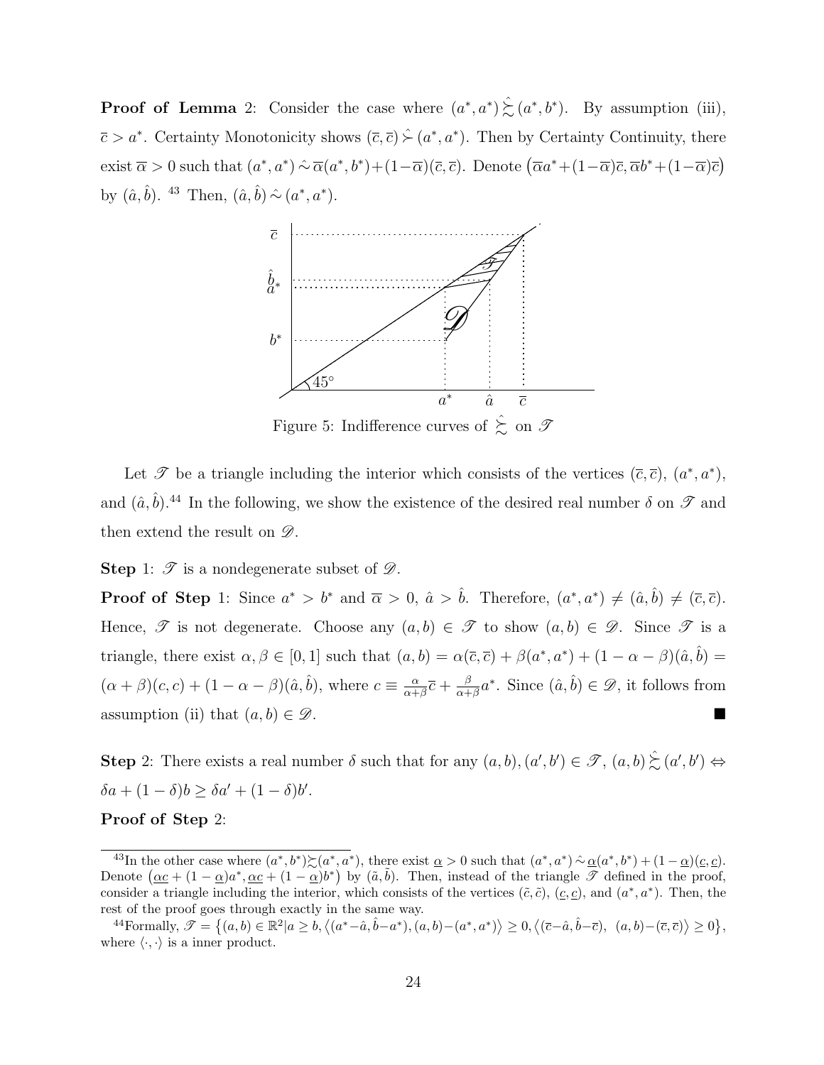**Proof of Lemma** 2: Consider the case where $(a^*, a^*) \hat{\succsim} (a^*, b^*)$. By assumption (iii), $\bar{c} > a^*$. Certainty Monotonicity shows $(\bar{c}, \bar{c}) \hat{\succ} (a^*, a^*)$. Then by Certainty Continuity, there exist $\overline{\alpha} > 0$ such that $(a^*, a^*) \hat{\sim} \overline{\alpha}(a^*, b^*) + (1-\overline{\alpha})(\bar{c}, \bar{c})$. Denote $\big(\overline{\alpha}a^* + (1-\overline{\alpha})\bar{c}, \overline{\alpha}b^* + (1-\overline{\alpha})\bar{c}\big)$ by $(\hat{a}, \hat{b})$. [43] Then, $(\hat{a}, \hat{b}) \hat{\sim} (a^*, a^*)$.

Figure 5: Indifference curves of $\hat{\succsim}$ on $\mathscr{T}$

Let $\mathscr{T}$ be a triangle including the interior which consists of the vertices $(\bar{c}, \bar{c})$, $(a^*, a^*)$, and $(\hat{a}, \hat{b})$.[44] In the following, we show the existence of the desired real number $\delta$ on $\mathscr{T}$ and then extend the result on $\mathscr{D}$.

**Step** 1: $\mathscr{T}$ is a nondegenerate subset of $\mathscr{D}$.

**Proof of Step** 1: Since $a^* > b^*$ and $\overline{\alpha} > 0$, $\hat{a} > \hat{b}$. Therefore, $(a^*, a^*) \neq (\hat{a}, \hat{b}) \neq (\bar{c}, \bar{c})$. Hence, $\mathscr{T}$ is not degenerate. Choose any $(a, b) \in \mathscr{T}$ to show $(a, b) \in \mathscr{D}$. Since $\mathscr{T}$ is a triangle, there exist $\alpha, \beta \in [0, 1]$ such that $(a, b) = \alpha(\bar{c}, \bar{c}) + \beta(a^*, a^*) + (1 - \alpha - \beta)(\hat{a}, \hat{b}) = (\alpha + \beta)(c, c) + (1 - \alpha - \beta)(\hat{a}, \hat{b})$, where $c \equiv \frac{\alpha}{\alpha+\beta}\bar{c} + \frac{\beta}{\alpha+\beta}a^*$. Since $(\hat{a}, \hat{b}) \in \mathscr{D}$, it follows from assumption (ii) that $(a, b) \in \mathscr{D}$. ■

**Step** 2: There exists a real number $\delta$ such that for any $(a, b), (a', b') \in \mathscr{T}$, $(a, b) \hat{\succsim} (a', b') \Leftrightarrow \delta a + (1 - \delta)b \geq \delta a' + (1 - \delta)b'$.

**Proof of Step** 2:

[43] In the other case where $(a^*, b^*) \succsim (a^*, a^*)$, there exist $\underline{\alpha} > 0$ such that $(a^*, a^*) \hat{\sim} \underline{\alpha}(a^*, b^*) + (1 - \underline{\alpha})(\underline{c}, \underline{c})$. Denote $\big(\underline{\alpha}\underline{c} + (1 - \underline{\alpha})a^*, \underline{\alpha}\underline{c} + (1 - \underline{\alpha})b^*\big)$ by $(\tilde{a}, \tilde{b})$. Then, instead of the triangle $\mathscr{T}$ defined in the proof, consider a triangle including the interior, which consists of the vertices $(\tilde{c}, \tilde{c})$, $(\underline{c}, \underline{c})$, and $(a^*, a^*)$. Then, the rest of the proof goes through exactly in the same way.

[44] Formally, $\mathscr{T} = \big\{(a, b) \in \mathbb{R}^2 | a \geq b, \big\langle (a^* - \hat{a}, \hat{b} - a^*), (a, b) - (a^*, a^*) \big\rangle \geq 0, \big\langle (\bar{c} - \hat{a}, \hat{b} - \bar{c}),\ (a, b) - (\bar{c}, \bar{c}) \big\rangle \geq 0 \big\}$, where $\langle \cdot, \cdot \rangle$ is a inner product.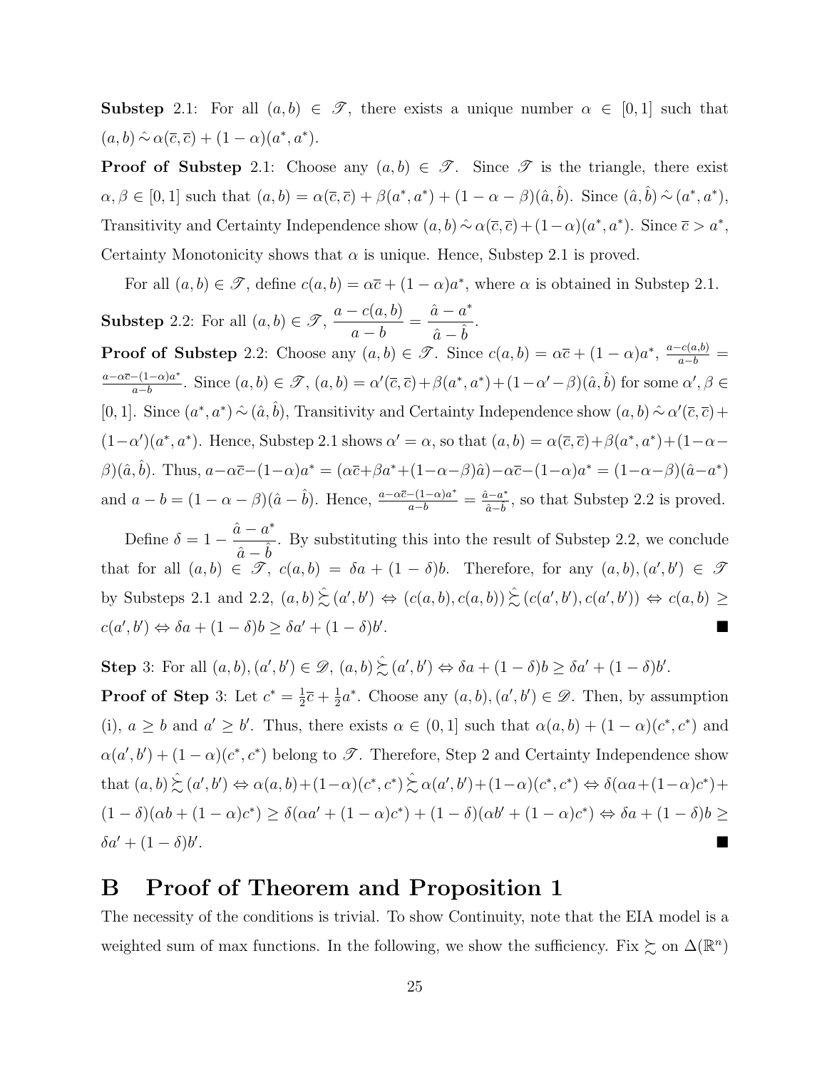**Substep** 2.1: For all $(a, b) \in \mathscr{T}$, there exists a unique number $\alpha \in [0, 1]$ such that $(a, b) \mathrel{\hat{\sim}} \alpha(\overline{c}, \overline{c}) + (1 - \alpha)(a^*, a^*)$.

**Proof of Substep** 2.1: Choose any $(a, b) \in \mathscr{T}$. Since $\mathscr{T}$ is the triangle, there exist $\alpha, \beta \in [0, 1]$ such that $(a, b) = \alpha(\overline{c}, \overline{c}) + \beta(a^*, a^*) + (1 - \alpha - \beta)(\hat{a}, \hat{b})$. Since $(\hat{a}, \hat{b}) \mathrel{\hat{\sim}} (a^*, a^*)$, Transitivity and Certainty Independence show $(a, b) \mathrel{\hat{\sim}} \alpha(\overline{c}, \overline{c}) + (1 - \alpha)(a^*, a^*)$. Since $\overline{c} > a^*$, Certainty Monotonicity shows that $\alpha$ is unique. Hence, Substep 2.1 is proved.

For all $(a, b) \in \mathscr{T}$, define $c(a, b) = \alpha\overline{c} + (1 - \alpha)a^*$, where $\alpha$ is obtained in Substep 2.1.

**Substep** 2.2: For all $(a, b) \in \mathscr{T}$, $\dfrac{a - c(a, b)}{a - b} = \dfrac{\hat{a} - a^*}{\hat{a} - \hat{b}}$.

**Proof of Substep** 2.2: Choose any $(a, b) \in \mathscr{T}$. Since $c(a, b) = \alpha\overline{c} + (1 - \alpha)a^*$, $\frac{a - c(a,b)}{a - b} = \frac{a - \alpha\overline{c} - (1-\alpha)a^*}{a - b}$. Since $(a, b) \in \mathscr{T}$, $(a, b) = \alpha'(\overline{c}, \overline{c}) + \beta(a^*, a^*) + (1 - \alpha' - \beta)(\hat{a}, \hat{b})$ for some $\alpha', \beta \in [0, 1]$. Since $(a^*, a^*) \mathrel{\hat{\sim}} (\hat{a}, \hat{b})$, Transitivity and Certainty Independence show $(a, b) \mathrel{\hat{\sim}} \alpha'(\overline{c}, \overline{c}) + (1 - \alpha')(a^*, a^*)$. Hence, Substep 2.1 shows $\alpha' = \alpha$, so that $(a, b) = \alpha(\overline{c}, \overline{c}) + \beta(a^*, a^*) + (1 - \alpha - \beta)(\hat{a}, \hat{b})$. Thus, $a - \alpha\overline{c} - (1 - \alpha)a^* = (\alpha\overline{c} + \beta a^* + (1 - \alpha - \beta)\hat{a}) - \alpha\overline{c} - (1 - \alpha)a^* = (1 - \alpha - \beta)(\hat{a} - a^*)$ and $a - b = (1 - \alpha - \beta)(\hat{a} - \hat{b})$. Hence, $\frac{a - \alpha\overline{c} - (1-\alpha)a^*}{a - b} = \frac{\hat{a} - a^*}{\hat{a} - \hat{b}}$, so that Substep 2.2 is proved.

Define $\delta = 1 - \dfrac{\hat{a} - a^*}{\hat{a} - \hat{b}}$. By substituting this into the result of Substep 2.2, we conclude that for all $(a, b) \in \mathscr{T}$, $c(a, b) = \delta a + (1 - \delta)b$. Therefore, for any $(a, b), (a', b') \in \mathscr{T}$ by Substeps 2.1 and 2.2, $(a, b) \mathrel{\hat{\succsim}} (a', b') \Leftrightarrow (c(a, b), c(a, b)) \mathrel{\hat{\succsim}} (c(a', b'), c(a', b')) \Leftrightarrow c(a, b) \geq c(a', b') \Leftrightarrow \delta a + (1 - \delta)b \geq \delta a' + (1 - \delta)b'$. ■

**Step** 3: For all $(a, b), (a', b') \in \mathscr{D}$, $(a, b) \mathrel{\hat{\succsim}} (a', b') \Leftrightarrow \delta a + (1 - \delta)b \geq \delta a' + (1 - \delta)b'$.

**Proof of Step** 3: Let $c^* = \frac{1}{2}\overline{c} + \frac{1}{2}a^*$. Choose any $(a, b), (a', b') \in \mathscr{D}$. Then, by assumption (i), $a \geq b$ and $a' \geq b'$. Thus, there exists $\alpha \in (0, 1]$ such that $\alpha(a, b) + (1 - \alpha)(c^*, c^*)$ and $\alpha(a', b') + (1 - \alpha)(c^*, c^*)$ belong to $\mathscr{T}$. Therefore, Step 2 and Certainty Independence show that $(a, b) \mathrel{\hat{\succsim}} (a', b') \Leftrightarrow \alpha(a, b) + (1 - \alpha)(c^*, c^*) \mathrel{\hat{\succsim}} \alpha(a', b') + (1 - \alpha)(c^*, c^*) \Leftrightarrow \delta(\alpha a + (1 - \alpha)c^*) + (1 - \delta)(\alpha b + (1 - \alpha)c^*) \geq \delta(\alpha a' + (1 - \alpha)c^*) + (1 - \delta)(\alpha b' + (1 - \alpha)c^*) \Leftrightarrow \delta a + (1 - \delta)b \geq \delta a' + (1 - \delta)b'$. ■

# B Proof of Theorem and Proposition 1

The necessity of the conditions is trivial. To show Continuity, note that the EIA model is a weighted sum of max functions. In the following, we show the sufficiency. Fix $\succsim$ on $\Delta(\mathbb{R}^n)$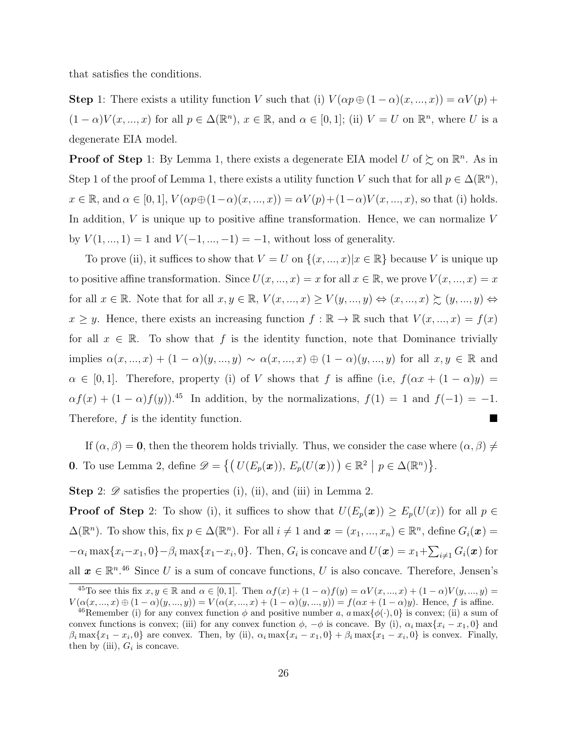that satisfies the conditions.

**Step** 1: There exists a utility function $V$ such that (i) $V(\alpha p \oplus (1-\alpha)(x,...,x)) = \alpha V(p) + (1-\alpha)V(x,...,x)$ for all $p \in \Delta(\mathbb{R}^n)$, $x \in \mathbb{R}$, and $\alpha \in [0,1]$; (ii) $V = U$ on $\mathbb{R}^n$, where $U$ is a degenerate EIA model.

**Proof of Step** 1: By Lemma 1, there exists a degenerate EIA model $U$ of $\succsim$ on $\mathbb{R}^n$. As in Step 1 of the proof of Lemma 1, there exists a utility function $V$ such that for all $p \in \Delta(\mathbb{R}^n)$, $x \in \mathbb{R}$, and $\alpha \in [0,1]$, $V(\alpha p \oplus (1-\alpha)(x,...,x)) = \alpha V(p) + (1-\alpha)V(x,...,x)$, so that (i) holds. In addition, $V$ is unique up to positive affine transformation. Hence, we can normalize $V$ by $V(1,...,1) = 1$ and $V(-1,...,-1) = -1$, without loss of generality.

To prove (ii), it suffices to show that $V = U$ on $\{(x,...,x) | x \in \mathbb{R}\}$ because $V$ is unique up to positive affine transformation. Since $U(x,...,x) = x$ for all $x \in \mathbb{R}$, we prove $V(x,...,x) = x$ for all $x \in \mathbb{R}$. Note that for all $x, y \in \mathbb{R}$, $V(x,...,x) \geq V(y,...,y) \Leftrightarrow (x,...,x) \succsim (y,...,y) \Leftrightarrow x \geq y$. Hence, there exists an increasing function $f : \mathbb{R} \to \mathbb{R}$ such that $V(x,...,x) = f(x)$ for all $x \in \mathbb{R}$. To show that $f$ is the identity function, note that Dominance trivially implies $\alpha(x,...,x) + (1-\alpha)(y,...,y) \sim \alpha(x,...,x) \oplus (1-\alpha)(y,...,y)$ for all $x, y \in \mathbb{R}$ and $\alpha \in [0,1]$. Therefore, property (i) of $V$ shows that $f$ is affine (i.e, $f(\alpha x + (1-\alpha)y) = \alpha f(x) + (1-\alpha)f(y)$).[45] In addition, by the normalizations, $f(1) = 1$ and $f(-1) = -1$. Therefore, $f$ is the identity function. ■

If $(\alpha, \beta) = \mathbf{0}$, then the theorem holds trivially. Thus, we consider the case where $(\alpha, \beta) \neq \mathbf{0}$. To use Lemma 2, define $\mathscr{D} = \{ ( U(E_p(\boldsymbol{x})), E_p(U(\boldsymbol{x})) ) \in \mathbb{R}^2 \mid p \in \Delta(\mathbb{R}^n) \}$.

**Step** 2: $\mathscr{D}$ satisfies the properties (i), (ii), and (iii) in Lemma 2.

**Proof of Step** 2: To show (i), it suffices to show that $U(E_p(\boldsymbol{x})) \geq E_p(U(x))$ for all $p \in \Delta(\mathbb{R}^n)$. To show this, fix $p \in \Delta(\mathbb{R}^n)$. For all $i \neq 1$ and $\boldsymbol{x} = (x_1, ..., x_n) \in \mathbb{R}^n$, define $G_i(\boldsymbol{x}) = -\alpha_i \max\{x_i - x_1, 0\} - \beta_i \max\{x_1 - x_i, 0\}$. Then, $G_i$ is concave and $U(\boldsymbol{x}) = x_1 + \sum_{i \neq 1} G_i(\boldsymbol{x})$ for all $\boldsymbol{x} \in \mathbb{R}^n$.[46] Since $U$ is a sum of concave functions, $U$ is also concave. Therefore, Jensen's

---

[45] To see this fix $x, y \in \mathbb{R}$ and $\alpha \in [0,1]$. Then $\alpha f(x) + (1-\alpha)f(y) = \alpha V(x,...,x) + (1-\alpha)V(y,...,y) = V(\alpha(x,...,x) \oplus (1-\alpha)(y,...,y)) = V(\alpha(x,...,x) + (1-\alpha)(y,...,y)) = f(\alpha x + (1-\alpha)y)$. Hence, $f$ is affine.

[46] Remember (i) for any convex function $\phi$ and positive number $a$, $a \max\{\phi(\cdot), 0\}$ is convex; (ii) a sum of convex functions is convex; (iii) for any convex function $\phi$, $-\phi$ is concave. By (i), $\alpha_i \max\{x_i - x_1, 0\}$ and $\beta_i \max\{x_1 - x_i, 0\}$ are convex. Then, by (ii), $\alpha_i \max\{x_i - x_1, 0\} + \beta_i \max\{x_1 - x_i, 0\}$ is convex. Finally, then by (iii), $G_i$ is concave.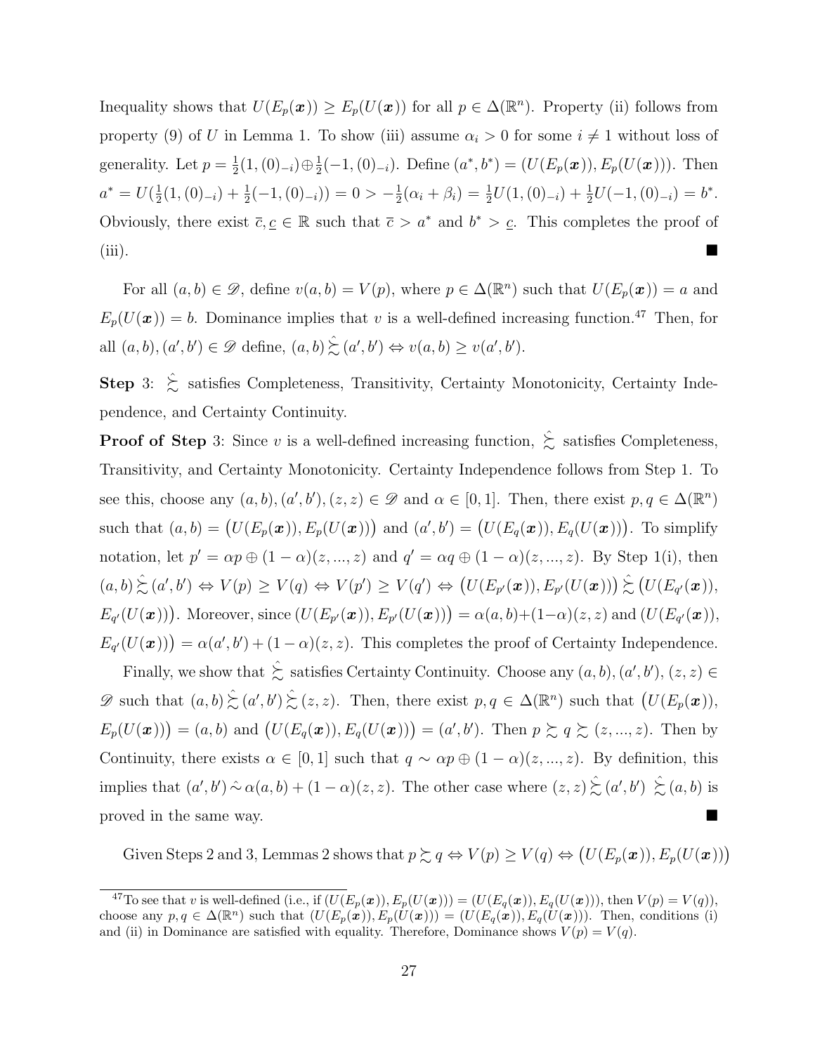Inequality shows that $U(E_p(\boldsymbol{x})) \geq E_p(U(\boldsymbol{x}))$ for all $p \in \Delta(\mathbb{R}^n)$. Property (ii) follows from property (9) of $U$ in Lemma 1. To show (iii) assume $\alpha_i > 0$ for some $i \neq 1$ without loss of generality. Let $p = \frac{1}{2}(1,(0)_{-i}) \oplus \frac{1}{2}(-1,(0)_{-i})$. Define $(a^*, b^*) = (U(E_p(\boldsymbol{x})), E_p(U(\boldsymbol{x})))$. Then $a^* = U(\frac{1}{2}(1,(0)_{-i}) + \frac{1}{2}(-1,(0)_{-i})) = 0 > -\frac{1}{2}(\alpha_i + \beta_i) = \frac{1}{2}U(1,(0)_{-i}) + \frac{1}{2}U(-1,(0)_{-i}) = b^*$. Obviously, there exist $\bar{c}, \underline{c} \in \mathbb{R}$ such that $\bar{c} > a^*$ and $b^* > \underline{c}$. This completes the proof of (iii). ■

For all $(a,b) \in \mathscr{D}$, define $v(a,b) = V(p)$, where $p \in \Delta(\mathbb{R}^n)$ such that $U(E_p(\boldsymbol{x})) = a$ and $E_p(U(\boldsymbol{x})) = b$. Dominance implies that $v$ is a well-defined increasing function.[47] Then, for all $(a,b),(a',b') \in \mathscr{D}$ define, $(a,b) \mathrel{\hat{\succsim}} (a',b') \Leftrightarrow v(a,b) \geq v(a',b')$.

**Step** 3: $\hat{\succsim}$ satisfies Completeness, Transitivity, Certainty Monotonicity, Certainty Independence, and Certainty Continuity.

**Proof of Step** 3: Since $v$ is a well-defined increasing function, $\hat{\succsim}$ satisfies Completeness, Transitivity, and Certainty Monotonicity. Certainty Independence follows from Step 1. To see this, choose any $(a,b),(a',b'),(z,z) \in \mathscr{D}$ and $\alpha \in [0,1]$. Then, there exist $p,q \in \Delta(\mathbb{R}^n)$ such that $(a,b) = \big(U(E_p(\boldsymbol{x})), E_p(U(\boldsymbol{x}))\big)$ and $(a',b') = \big(U(E_q(\boldsymbol{x})), E_q(U(\boldsymbol{x}))\big)$. To simplify notation, let $p' = \alpha p \oplus (1-\alpha)(z,...,z)$ and $q' = \alpha q \oplus (1-\alpha)(z,...,z)$. By Step 1(i), then $(a,b) \mathrel{\hat{\succsim}} (a',b') \Leftrightarrow V(p) \geq V(q) \Leftrightarrow V(p') \geq V(q') \Leftrightarrow \big(U(E_{p'}(\boldsymbol{x})), E_{p'}(U(\boldsymbol{x}))\big) \mathrel{\hat{\succsim}} \big(U(E_{q'}(\boldsymbol{x})), E_{q'}(U(\boldsymbol{x}))\big)$. Moreover, since $\big(U(E_{p'}(\boldsymbol{x})), E_{p'}(U(\boldsymbol{x}))\big) = \alpha(a,b) + (1-\alpha)(z,z)$ and $\big(U(E_{q'}(\boldsymbol{x})), E_{q'}(U(\boldsymbol{x}))\big) = \alpha(a',b') + (1-\alpha)(z,z)$. This completes the proof of Certainty Independence.

Finally, we show that $\hat{\succsim}$ satisfies Certainty Continuity. Choose any $(a,b),(a',b'),(z,z) \in \mathscr{D}$ such that $(a,b) \mathrel{\hat{\succsim}} (a',b') \mathrel{\hat{\succsim}} (z,z)$. Then, there exist $p,q \in \Delta(\mathbb{R}^n)$ such that $\big(U(E_p(\boldsymbol{x})), E_p(U(\boldsymbol{x}))\big) = (a,b)$ and $\big(U(E_q(\boldsymbol{x})), E_q(U(\boldsymbol{x}))\big) = (a',b')$. Then $p \succsim q \succsim (z,...,z)$. Then by Continuity, there exists $\alpha \in [0,1]$ such that $q \sim \alpha p \oplus (1-\alpha)(z,...,z)$. By definition, this implies that $(a',b') \mathrel{\hat{\sim}} \alpha(a,b) + (1-\alpha)(z,z)$. The other case where $(z,z) \mathrel{\hat{\succsim}} (a',b') \mathrel{\hat{\succsim}} (a,b)$ is proved in the same way. ■

Given Steps 2 and 3, Lemmas 2 shows that $p \succsim q \Leftrightarrow V(p) \geq V(q) \Leftrightarrow \big(U(E_p(\boldsymbol{x})), E_p(U(\boldsymbol{x}))\big)$

[47] To see that $v$ is well-defined (i.e., if $(U(E_p(\boldsymbol{x})), E_p(U(\boldsymbol{x}))) = (U(E_q(\boldsymbol{x})), E_q(U(\boldsymbol{x})))$, then $V(p) = V(q)$), choose any $p,q \in \Delta(\mathbb{R}^n)$ such that $(U(E_p(\boldsymbol{x})), E_p(U(\boldsymbol{x}))) = (U(E_q(\boldsymbol{x})), E_q(U(\boldsymbol{x})))$. Then, conditions (i) and (ii) in Dominance are satisfied with equality. Therefore, Dominance shows $V(p) = V(q)$.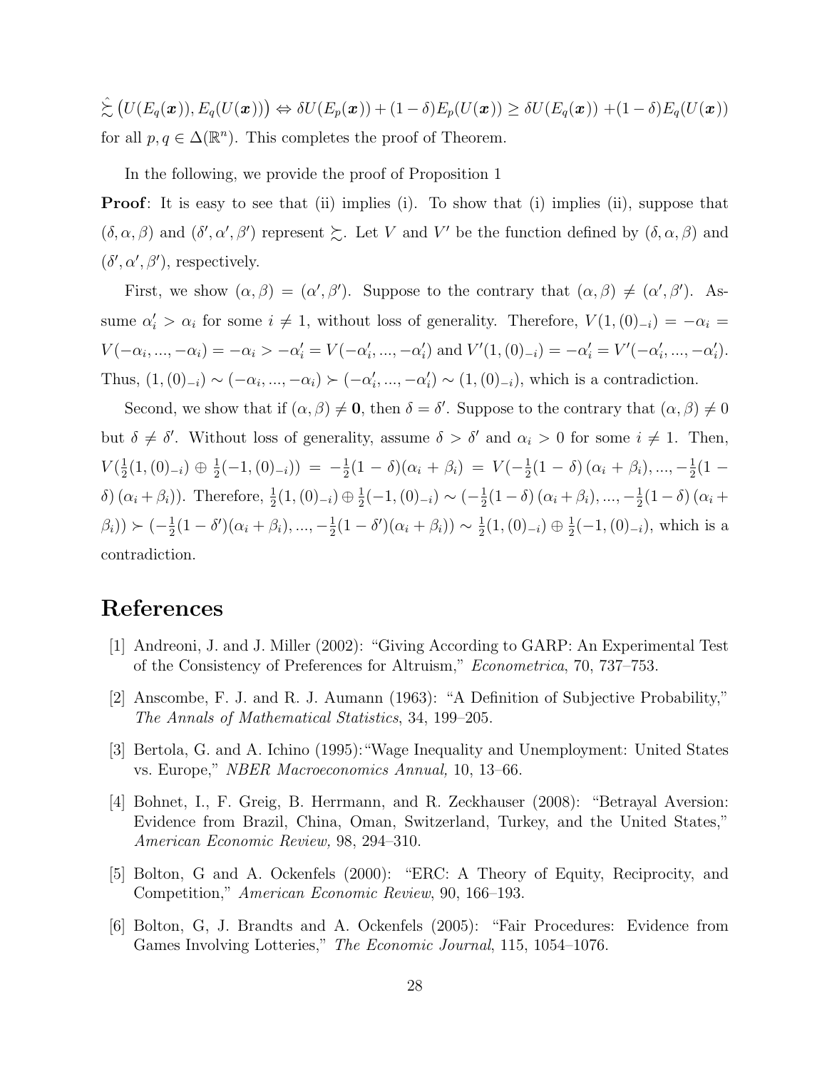$\hat{\succsim} \left(U(E_q(\boldsymbol{x})), E_q(U(\boldsymbol{x}))\right) \Leftrightarrow \delta U(E_p(\boldsymbol{x})) + (1-\delta)E_p(U(\boldsymbol{x})) \geq \delta U(E_q(\boldsymbol{x})) + (1-\delta)E_q(U(\boldsymbol{x}))$ for all $p, q \in \Delta(\mathbb{R}^n)$. This completes the proof of Theorem.

In the following, we provide the proof of Proposition 1

**Proof**: It is easy to see that (ii) implies (i). To show that (i) implies (ii), suppose that $(\delta, \alpha, \beta)$ and $(\delta', \alpha', \beta')$ represent $\succsim$. Let $V$ and $V'$ be the function defined by $(\delta, \alpha, \beta)$ and $(\delta', \alpha', \beta')$, respectively.

First, we show $(\alpha, \beta) = (\alpha', \beta')$. Suppose to the contrary that $(\alpha, \beta) \neq (\alpha', \beta')$. Assume $\alpha'_i > \alpha_i$ for some $i \neq 1$, without loss of generality. Therefore, $V(1, (0)_{-i}) = -\alpha_i = V(-\alpha_i, ..., -\alpha_i) = -\alpha_i > -\alpha'_i = V(-\alpha'_i, ..., -\alpha'_i)$ and $V'(1, (0)_{-i}) = -\alpha'_i = V'(-\alpha'_i, ..., -\alpha'_i)$. Thus, $(1, (0)_{-i}) \sim (-\alpha_i, ..., -\alpha_i) \succ (-\alpha'_i, ..., -\alpha'_i) \sim (1, (0)_{-i})$, which is a contradiction.

Second, we show that if $(\alpha, \beta) \neq \mathbf{0}$, then $\delta = \delta'$. Suppose to the contrary that $(\alpha, \beta) \neq 0$ but $\delta \neq \delta'$. Without loss of generality, assume $\delta > \delta'$ and $\alpha_i > 0$ for some $i \neq 1$. Then, $V(\frac{1}{2}(1, (0)_{-i}) \oplus \frac{1}{2}(-1, (0)_{-i})) = -\frac{1}{2}(1-\delta)(\alpha_i + \beta_i) = V(-\frac{1}{2}(1-\delta)(\alpha_i + \beta_i), ..., -\frac{1}{2}(1-\delta)(\alpha_i + \beta_i))$. Therefore, $\frac{1}{2}(1, (0)_{-i}) \oplus \frac{1}{2}(-1, (0)_{-i}) \sim (-\frac{1}{2}(1-\delta)(\alpha_i + \beta_i), ..., -\frac{1}{2}(1-\delta)(\alpha_i + \beta_i)) \succ (-\frac{1}{2}(1-\delta')(\alpha_i + \beta_i), ..., -\frac{1}{2}(1-\delta')(\alpha_i + \beta_i)) \sim \frac{1}{2}(1, (0)_{-i}) \oplus \frac{1}{2}(-1, (0)_{-i})$, which is a contradiction.

# References

[1] Andreoni, J. and J. Miller (2002): "Giving According to GARP: An Experimental Test of the Consistency of Preferences for Altruism," *Econometrica*, 70, 737–753.

[2] Anscombe, F. J. and R. J. Aumann (1963): "A Definition of Subjective Probability," *The Annals of Mathematical Statistics*, 34, 199–205.

[3] Bertola, G. and A. Ichino (1995): "Wage Inequality and Unemployment: United States vs. Europe," *NBER Macroeconomics Annual,* 10, 13–66.

[4] Bohnet, I., F. Greig, B. Herrmann, and R. Zeckhauser (2008): "Betrayal Aversion: Evidence from Brazil, China, Oman, Switzerland, Turkey, and the United States," *American Economic Review,* 98, 294–310.

[5] Bolton, G and A. Ockenfels (2000): "ERC: A Theory of Equity, Reciprocity, and Competition," *American Economic Review*, 90, 166–193.

[6] Bolton, G, J. Brandts and A. Ockenfels (2005): "Fair Procedures: Evidence from Games Involving Lotteries," *The Economic Journal*, 115, 1054–1076.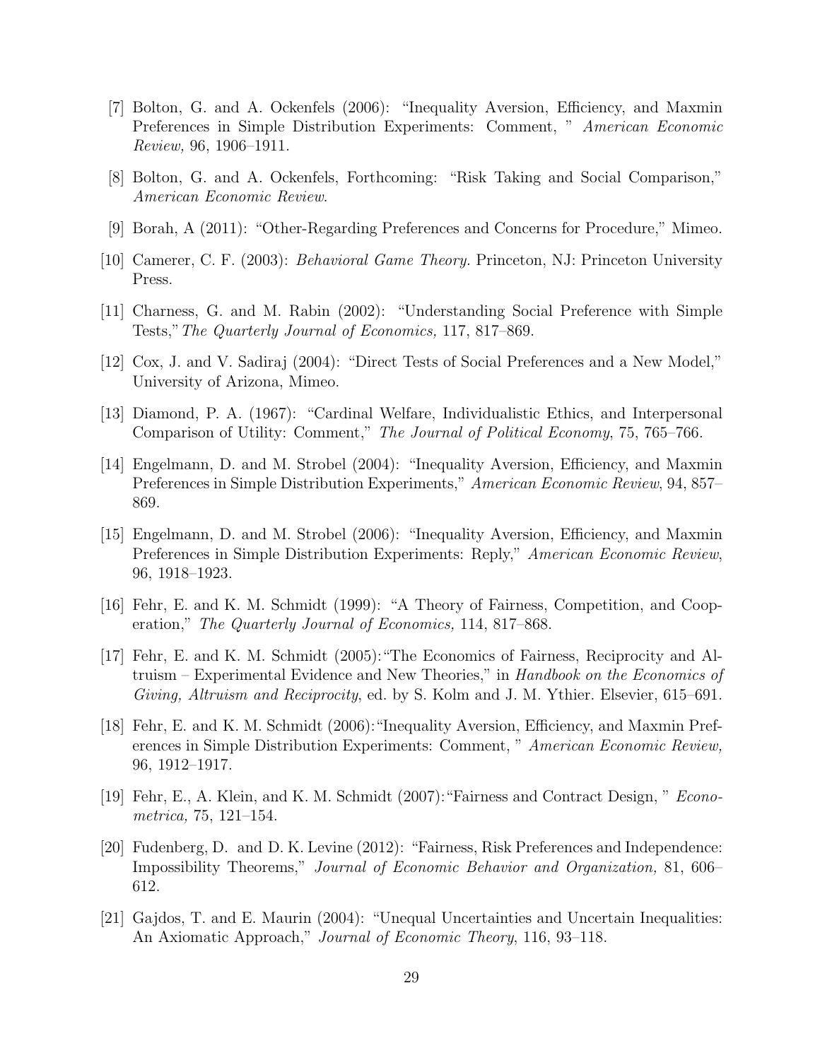[7] Bolton, G. and A. Ockenfels (2006): "Inequality Aversion, Efficiency, and Maxmin Preferences in Simple Distribution Experiments: Comment, " *American Economic Review,* 96, 1906–1911.

[8] Bolton, G. and A. Ockenfels, Forthcoming: "Risk Taking and Social Comparison," *American Economic Review*.

[9] Borah, A (2011): "Other-Regarding Preferences and Concerns for Procedure," Mimeo.

[10] Camerer, C. F. (2003): *Behavioral Game Theory.* Princeton, NJ: Princeton University Press.

[11] Charness, G. and M. Rabin (2002): "Understanding Social Preference with Simple Tests," *The Quarterly Journal of Economics,* 117, 817–869.

[12] Cox, J. and V. Sadiraj (2004): "Direct Tests of Social Preferences and a New Model," University of Arizona, Mimeo.

[13] Diamond, P. A. (1967): "Cardinal Welfare, Individualistic Ethics, and Interpersonal Comparison of Utility: Comment," *The Journal of Political Economy*, 75, 765–766.

[14] Engelmann, D. and M. Strobel (2004): "Inequality Aversion, Efficiency, and Maxmin Preferences in Simple Distribution Experiments," *American Economic Review*, 94, 857–869.

[15] Engelmann, D. and M. Strobel (2006): "Inequality Aversion, Efficiency, and Maxmin Preferences in Simple Distribution Experiments: Reply," *American Economic Review*, 96, 1918–1923.

[16] Fehr, E. and K. M. Schmidt (1999): "A Theory of Fairness, Competition, and Cooperation," *The Quarterly Journal of Economics,* 114, 817–868.

[17] Fehr, E. and K. M. Schmidt (2005): "The Economics of Fairness, Reciprocity and Altruism – Experimental Evidence and New Theories," in *Handbook on the Economics of Giving, Altruism and Reciprocity*, ed. by S. Kolm and J. M. Ythier. Elsevier, 615–691.

[18] Fehr, E. and K. M. Schmidt (2006): "Inequality Aversion, Efficiency, and Maxmin Preferences in Simple Distribution Experiments: Comment, " *American Economic Review,* 96, 1912–1917.

[19] Fehr, E., A. Klein, and K. M. Schmidt (2007): "Fairness and Contract Design, " *Econometrica,* 75, 121–154.

[20] Fudenberg, D. and D. K. Levine (2012): "Fairness, Risk Preferences and Independence: Impossibility Theorems," *Journal of Economic Behavior and Organization,* 81, 606–612.

[21] Gajdos, T. and E. Maurin (2004): "Unequal Uncertainties and Uncertain Inequalities: An Axiomatic Approach," *Journal of Economic Theory*, 116, 93–118.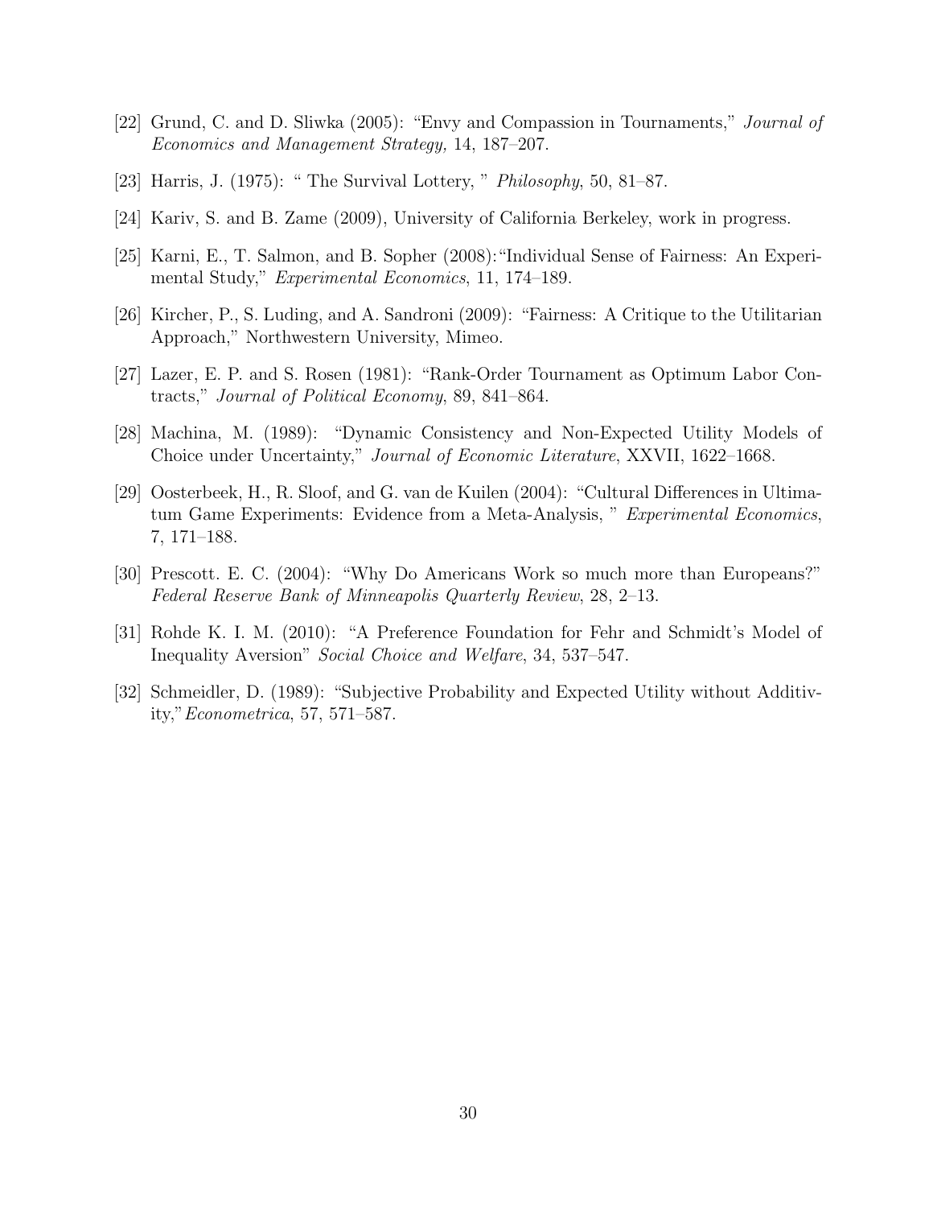[22] Grund, C. and D. Sliwka (2005): "Envy and Compassion in Tournaments," *Journal of Economics and Management Strategy,* 14, 187–207.

[23] Harris, J. (1975): " The Survival Lottery, " *Philosophy*, 50, 81–87.

[24] Kariv, S. and B. Zame (2009), University of California Berkeley, work in progress.

[25] Karni, E., T. Salmon, and B. Sopher (2008):"Individual Sense of Fairness: An Experimental Study," *Experimental Economics*, 11, 174–189.

[26] Kircher, P., S. Luding, and A. Sandroni (2009): "Fairness: A Critique to the Utilitarian Approach," Northwestern University, Mimeo.

[27] Lazer, E. P. and S. Rosen (1981): "Rank-Order Tournament as Optimum Labor Contracts," *Journal of Political Economy*, 89, 841–864.

[28] Machina, M. (1989): "Dynamic Consistency and Non-Expected Utility Models of Choice under Uncertainty," *Journal of Economic Literature*, XXVII, 1622–1668.

[29] Oosterbeek, H., R. Sloof, and G. van de Kuilen (2004): "Cultural Differences in Ultimatum Game Experiments: Evidence from a Meta-Analysis, " *Experimental Economics*, 7, 171–188.

[30] Prescott. E. C. (2004): "Why Do Americans Work so much more than Europeans?" *Federal Reserve Bank of Minneapolis Quarterly Review*, 28, 2–13.

[31] Rohde K. I. M. (2010): "A Preference Foundation for Fehr and Schmidt's Model of Inequality Aversion" *Social Choice and Welfare*, 34, 537–547.

[32] Schmeidler, D. (1989): "Subjective Probability and Expected Utility without Additivity,"*Econometrica*, 57, 571–587.